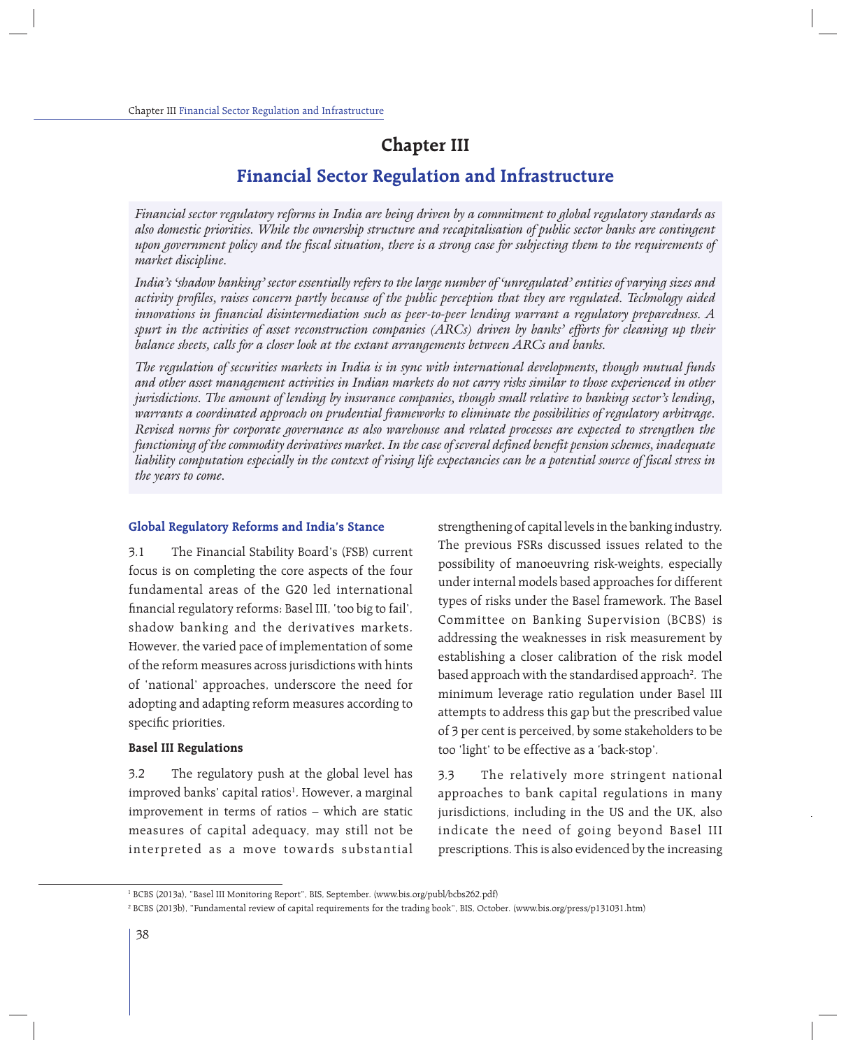# Chapter III

# Financial Sector Regulation and Infrastructure

*Financial sector regulatory reforms in India are being driven by a commitment to global regulatory standards as also domestic priorities. While the ownership structure and recapitalisation of public sector banks are contingent upon government policy and the fiscal situation, there is a strong case for subjecting them to the requirements of market discipline.*

*India's 'shadow banking' sector essentially refers to the large number of 'unregulated' entities of varying sizes and activity profiles, raises concern partly because of the public perception that they are regulated. Technology aided innovations in financial disintermediation such as peer-to-peer lending warrant a regulatory preparedness. A spurt in the activities of asset reconstruction companies (ARCs) driven by banks' efforts for cleaning up their balance sheets, calls for a closer look at the extant arrangements between ARCs and banks.*

*The regulation of securities markets in India is in sync with international developments, though mutual funds and other asset management activities in Indian markets do not carry risks similar to those experienced in other jurisdictions. The amount of lending by insurance companies, though small relative to banking sector's lending, warrants a coordinated approach on prudential frameworks to eliminate the possibilities of regulatory arbitrage. Revised norms for corporate governance as also warehouse and related processes are expected to strengthen the functioning of the commodity derivatives market. In the case of several defined benefit pension schemes, inadequate liability computation especially in the context of rising life expectancies can be a potential source of fiscal stress in the years to come.*

## Global Regulatory Reforms and India's Stance

3.1 The Financial Stability Board's (FSB) current focus is on completing the core aspects of the four fundamental areas of the G20 led international financial regulatory reforms: Basel III, 'too big to fail', shadow banking and the derivatives markets. However, the varied pace of implementation of some of the reform measures across jurisdictions with hints of 'national' approaches, underscore the need for adopting and adapting reform measures according to specific priorities.

### Basel III Regulations

3.2 The regulatory push at the global level has improved banks' capital ratios[1]. However, a marginal improvement in terms of ratios – which are static measures of capital adequacy, may still not be interpreted as a move towards substantial strengthening of capital levels in the banking industry. The previous FSRs discussed issues related to the possibility of manoeuvring risk-weights, especially under internal models based approaches for different types of risks under the Basel framework. The Basel Committee on Banking Supervision (BCBS) is addressing the weaknesses in risk measurement by establishing a closer calibration of the risk model based approach with the standardised approach[2]. The minimum leverage ratio regulation under Basel III attempts to address this gap but the prescribed value of 3 per cent is perceived, by some stakeholders to be too 'light' to be effective as a 'back-stop'.

3.3 The relatively more stringent national approaches to bank capital regulations in many jurisdictions, including in the US and the UK, also indicate the need of going beyond Basel III prescriptions. This is also evidenced by the increasing

[1] BCBS (2013a), "Basel III Monitoring Report", BIS, September. (www.bis.org/publ/bcbs262.pdf)

[2] BCBS (2013b), "Fundamental review of capital requirements for the trading book", BIS, October. (www.bis.org/press/p131031.htm)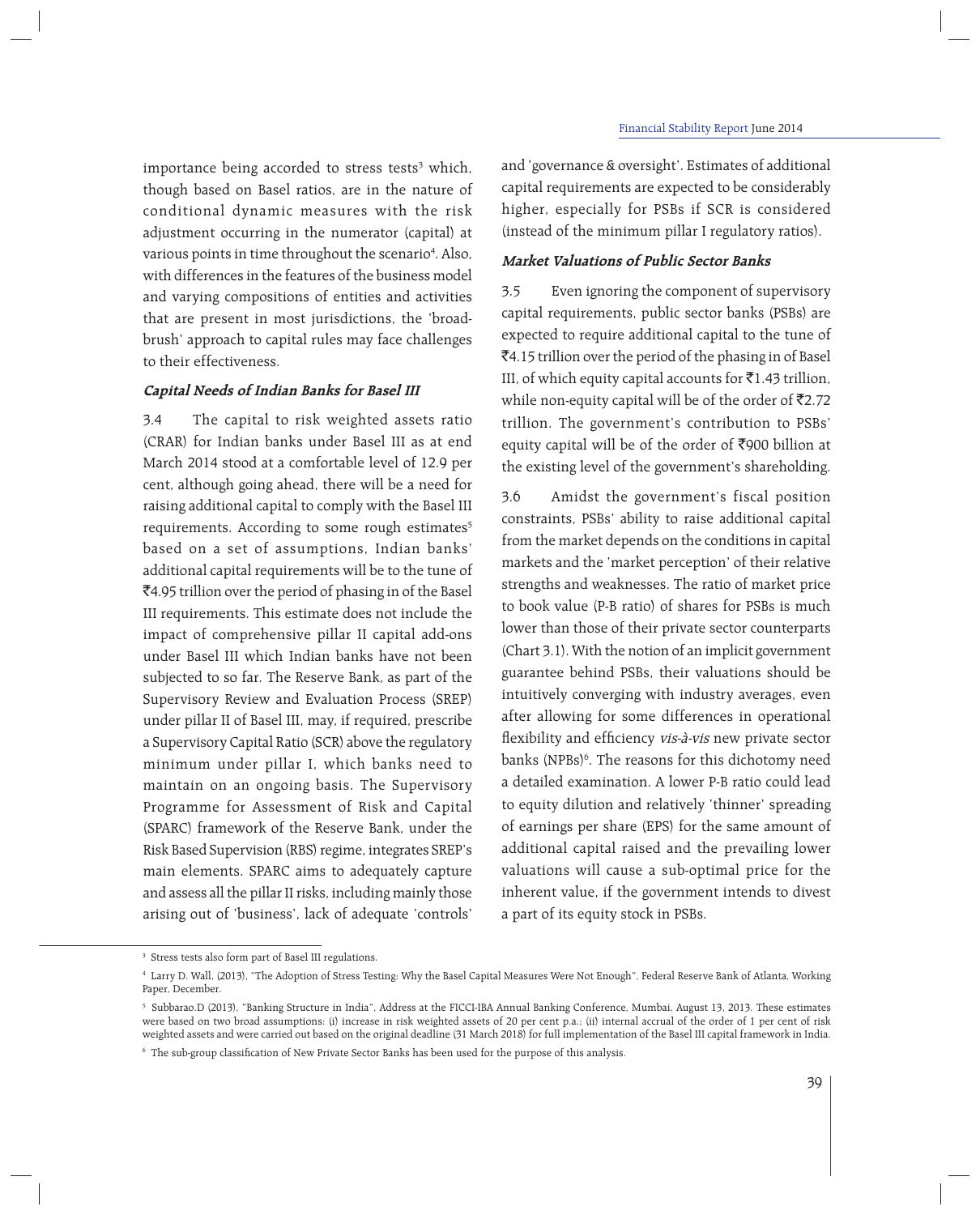importance being accorded to stress tests[3] which, though based on Basel ratios, are in the nature of conditional dynamic measures with the risk adjustment occurring in the numerator (capital) at various points in time throughout the scenario[4]. Also, with differences in the features of the business model and varying compositions of entities and activities that are present in most jurisdictions, the 'broad-brush' approach to capital rules may face challenges to their effectiveness.

### *Capital Needs of Indian Banks for Basel III*

3.4 The capital to risk weighted assets ratio (CRAR) for Indian banks under Basel III as at end March 2014 stood at a comfortable level of 12.9 per cent, although going ahead, there will be a need for raising additional capital to comply with the Basel III requirements. According to some rough estimates[5] based on a set of assumptions, Indian banks' additional capital requirements will be to the tune of ₹4.95 trillion over the period of phasing in of the Basel III requirements. This estimate does not include the impact of comprehensive pillar II capital add-ons under Basel III which Indian banks have not been subjected to so far. The Reserve Bank, as part of the Supervisory Review and Evaluation Process (SREP) under pillar II of Basel III, may, if required, prescribe a Supervisory Capital Ratio (SCR) above the regulatory minimum under pillar I, which banks need to maintain on an ongoing basis. The Supervisory Programme for Assessment of Risk and Capital (SPARC) framework of the Reserve Bank, under the Risk Based Supervision (RBS) regime, integrates SREP's main elements. SPARC aims to adequately capture and assess all the pillar II risks, including mainly those arising out of 'business', lack of adequate 'controls' and 'governance & oversight'. Estimates of additional capital requirements are expected to be considerably higher, especially for PSBs if SCR is considered (instead of the minimum pillar I regulatory ratios).

### *Market Valuations of Public Sector Banks*

3.5 Even ignoring the component of supervisory capital requirements, public sector banks (PSBs) are expected to require additional capital to the tune of ₹4.15 trillion over the period of the phasing in of Basel III, of which equity capital accounts for ₹1.43 trillion, while non-equity capital will be of the order of ₹2.72 trillion. The government's contribution to PSBs' equity capital will be of the order of ₹900 billion at the existing level of the government's shareholding.

3.6 Amidst the government's fiscal position constraints, PSBs' ability to raise additional capital from the market depends on the conditions in capital markets and the 'market perception' of their relative strengths and weaknesses. The ratio of market price to book value (P-B ratio) of shares for PSBs is much lower than those of their private sector counterparts (Chart 3.1). With the notion of an implicit government guarantee behind PSBs, their valuations should be intuitively converging with industry averages, even after allowing for some differences in operational flexibility and efficiency *vis-à-vis* new private sector banks (NPBs)[6]. The reasons for this dichotomy need a detailed examination. A lower P-B ratio could lead to equity dilution and relatively 'thinner' spreading of earnings per share (EPS) for the same amount of additional capital raised and the prevailing lower valuations will cause a sub-optimal price for the inherent value, if the government intends to divest a part of its equity stock in PSBs.

---

[3] Stress tests also form part of Basel III regulations.

[4] Larry D. Wall, (2013), "The Adoption of Stress Testing: Why the Basel Capital Measures Were Not Enough", Federal Reserve Bank of Atlanta, Working Paper, December.

[5] Subbarao.D (2013), "Banking Structure in India", Address at the FICCI-IBA Annual Banking Conference, Mumbai, August 13, 2013. These estimates were based on two broad assumptions: (i) increase in risk weighted assets of 20 per cent p.a.; (ii) internal accrual of the order of 1 per cent of risk weighted assets and were carried out based on the original deadline (31 March 2018) for full implementation of the Basel III capital framework in India.

[6] The sub-group classification of New Private Sector Banks has been used for the purpose of this analysis.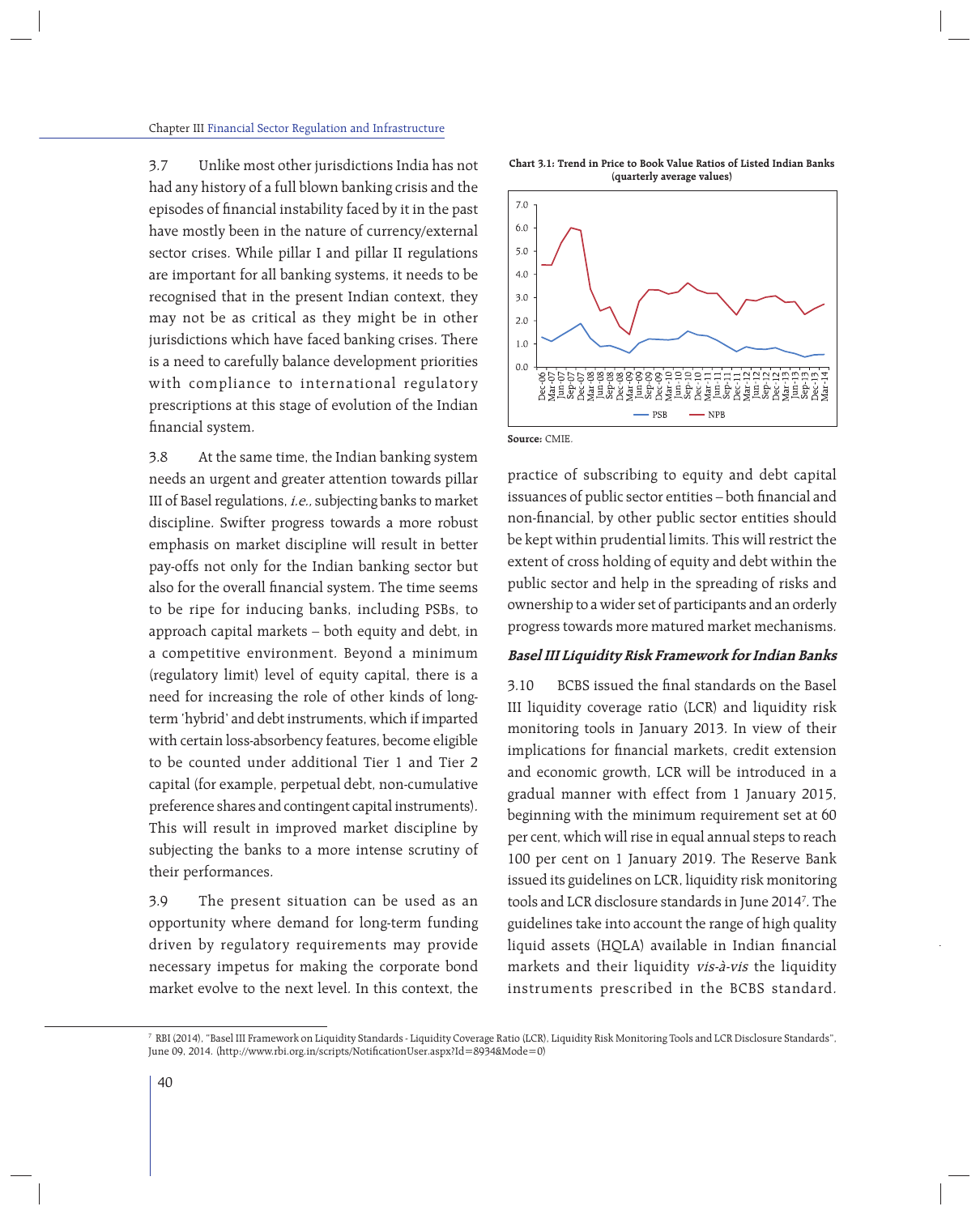3.7 Unlike most other jurisdictions India has not had any history of a full blown banking crisis and the episodes of financial instability faced by it in the past have mostly been in the nature of currency/external sector crises. While pillar I and pillar II regulations are important for all banking systems, it needs to be recognised that in the present Indian context, they may not be as critical as they might be in other jurisdictions which have faced banking crises. There is a need to carefully balance development priorities with compliance to international regulatory prescriptions at this stage of evolution of the Indian financial system.

3.8 At the same time, the Indian banking system needs an urgent and greater attention towards pillar III of Basel regulations, *i.e.,* subjecting banks to market discipline. Swifter progress towards a more robust emphasis on market discipline will result in better pay-offs not only for the Indian banking sector but also for the overall financial system. The time seems to be ripe for inducing banks, including PSBs, to approach capital markets – both equity and debt, in a competitive environment. Beyond a minimum (regulatory limit) level of equity capital, there is a need for increasing the role of other kinds of long-term 'hybrid' and debt instruments, which if imparted with certain loss-absorbency features, become eligible to be counted under additional Tier 1 and Tier 2 capital (for example, perpetual debt, non-cumulative preference shares and contingent capital instruments). This will result in improved market discipline by subjecting the banks to a more intense scrutiny of their performances.

3.9 The present situation can be used as an opportunity where demand for long-term funding driven by regulatory requirements may provide necessary impetus for making the corporate bond market evolve to the next level. In this context, the practice of subscribing to equity and debt capital issuances of public sector entities – both financial and non-financial, by other public sector entities should be kept within prudential limits. This will restrict the extent of cross holding of equity and debt within the public sector and help in the spreading of risks and ownership to a wider set of participants and an orderly progress towards more matured market mechanisms.

**Chart 3.1: Trend in Price to Book Value Ratios of Listed Indian Banks (quarterly average values)**

**Source:** CMIE.

### Basel III Liquidity Risk Framework for Indian Banks

3.10 BCBS issued the final standards on the Basel III liquidity coverage ratio (LCR) and liquidity risk monitoring tools in January 2013. In view of their implications for financial markets, credit extension and economic growth, LCR will be introduced in a gradual manner with effect from 1 January 2015, beginning with the minimum requirement set at 60 per cent, which will rise in equal annual steps to reach 100 per cent on 1 January 2019. The Reserve Bank issued its guidelines on LCR, liquidity risk monitoring tools and LCR disclosure standards in June 2014[7]. The guidelines take into account the range of high quality liquid assets (HQLA) available in Indian financial markets and their liquidity *vis-à-vis* the liquidity instruments prescribed in the BCBS standard.

[7] RBI (2014), "Basel III Framework on Liquidity Standards - Liquidity Coverage Ratio (LCR), Liquidity Risk Monitoring Tools and LCR Disclosure Standards", June 09, 2014. (http://www.rbi.org.in/scripts/NotificationUser.aspx?Id=8934&Mode=0)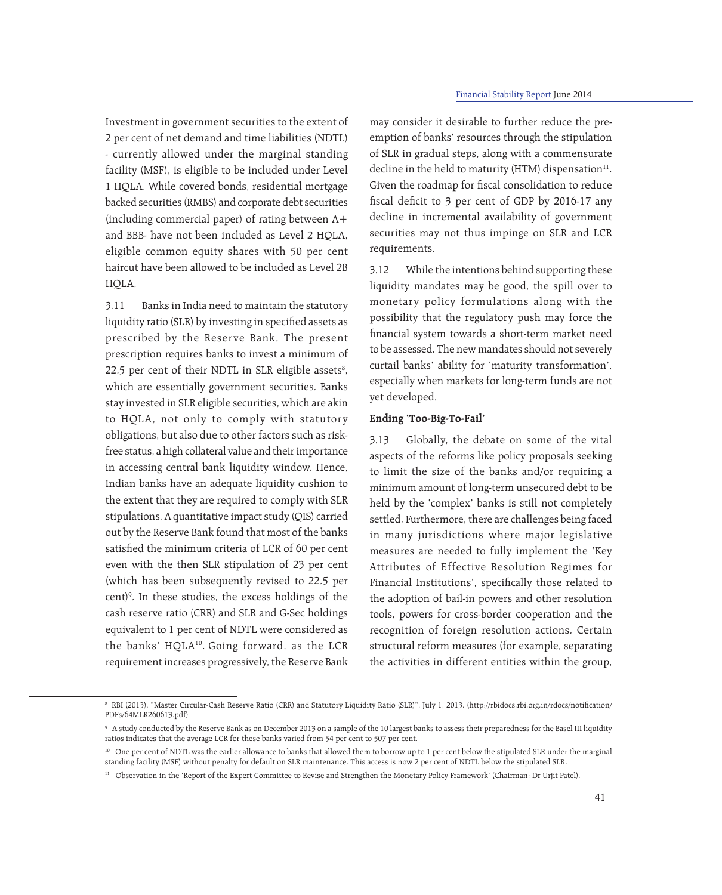Investment in government securities to the extent of 2 per cent of net demand and time liabilities (NDTL) - currently allowed under the marginal standing facility (MSF), is eligible to be included under Level 1 HQLA. While covered bonds, residential mortgage backed securities (RMBS) and corporate debt securities (including commercial paper) of rating between A+ and BBB- have not been included as Level 2 HQLA, eligible common equity shares with 50 per cent haircut have been allowed to be included as Level 2B HQLA.

3.11 Banks in India need to maintain the statutory liquidity ratio (SLR) by investing in specified assets as prescribed by the Reserve Bank. The present prescription requires banks to invest a minimum of 22.5 per cent of their NDTL in SLR eligible assets[8], which are essentially government securities. Banks stay invested in SLR eligible securities, which are akin to HQLA, not only to comply with statutory obligations, but also due to other factors such as risk-free status, a high collateral value and their importance in accessing central bank liquidity window. Hence, Indian banks have an adequate liquidity cushion to the extent that they are required to comply with SLR stipulations. A quantitative impact study (QIS) carried out by the Reserve Bank found that most of the banks satisfied the minimum criteria of LCR of 60 per cent even with the then SLR stipulation of 23 per cent (which has been subsequently revised to 22.5 per cent)[9]. In these studies, the excess holdings of the cash reserve ratio (CRR) and SLR and G-Sec holdings equivalent to 1 per cent of NDTL were considered as the banks' HQLA[10]. Going forward, as the LCR requirement increases progressively, the Reserve Bank may consider it desirable to further reduce the pre-emption of banks' resources through the stipulation of SLR in gradual steps, along with a commensurate decline in the held to maturity (HTM) dispensation[11]. Given the roadmap for fiscal consolidation to reduce fiscal deficit to 3 per cent of GDP by 2016-17 any decline in incremental availability of government securities may not thus impinge on SLR and LCR requirements.

3.12 While the intentions behind supporting these liquidity mandates may be good, the spill over to monetary policy formulations along with the possibility that the regulatory push may force the financial system towards a short-term market need to be assessed. The new mandates should not severely curtail banks' ability for 'maturity transformation', especially when markets for long-term funds are not yet developed.

**Ending 'Too-Big-To-Fail'**

3.13 Globally, the debate on some of the vital aspects of the reforms like policy proposals seeking to limit the size of the banks and/or requiring a minimum amount of long-term unsecured debt to be held by the 'complex' banks is still not completely settled. Furthermore, there are challenges being faced in many jurisdictions where major legislative measures are needed to fully implement the 'Key Attributes of Effective Resolution Regimes for Financial Institutions', specifically those related to the adoption of bail-in powers and other resolution tools, powers for cross-border cooperation and the recognition of foreign resolution actions. Certain structural reform measures (for example, separating the activities in different entities within the group,

---

[8] RBI (2013), "Master Circular-Cash Reserve Ratio (CRR) and Statutory Liquidity Ratio (SLR)", July 1, 2013. (http://rbidocs.rbi.org.in/rdocs/notification/PDFs/64MLR260613.pdf)

[9] A study conducted by the Reserve Bank as on December 2013 on a sample of the 10 largest banks to assess their preparedness for the Basel III liquidity ratios indicates that the average LCR for these banks varied from 54 per cent to 507 per cent.

[10] One per cent of NDTL was the earlier allowance to banks that allowed them to borrow up to 1 per cent below the stipulated SLR under the marginal standing facility (MSF) without penalty for default on SLR maintenance. This access is now 2 per cent of NDTL below the stipulated SLR.

[11] Observation in the 'Report of the Expert Committee to Revise and Strengthen the Monetary Policy Framework' (Chairman: Dr Urjit Patel).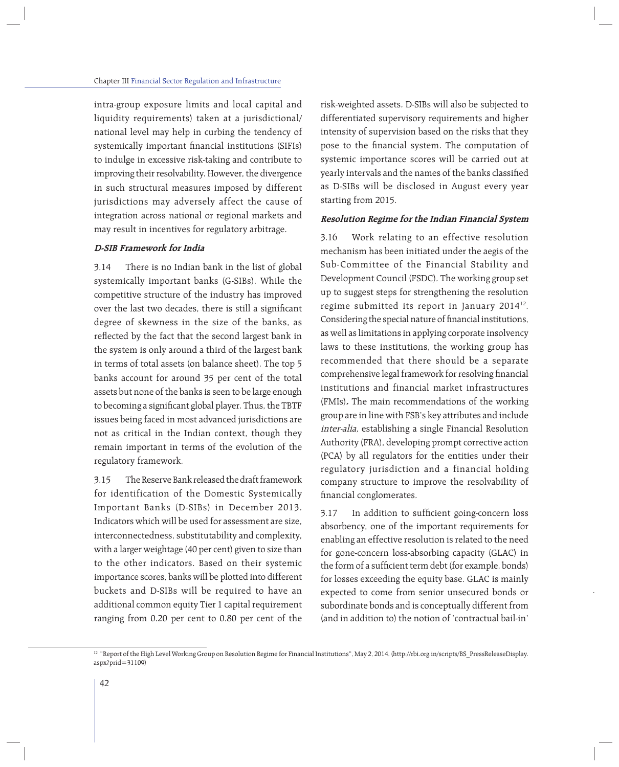intra-group exposure limits and local capital and liquidity requirements) taken at a jurisdictional/ national level may help in curbing the tendency of systemically important financial institutions (SIFIs) to indulge in excessive risk-taking and contribute to improving their resolvability. However, the divergence in such structural measures imposed by different jurisdictions may adversely affect the cause of integration across national or regional markets and may result in incentives for regulatory arbitrage.

***D-SIB Framework for India***

3.14 There is no Indian bank in the list of global systemically important banks (G-SIBs). While the competitive structure of the industry has improved over the last two decades, there is still a significant degree of skewness in the size of the banks, as reflected by the fact that the second largest bank in the system is only around a third of the largest bank in terms of total assets (on balance sheet). The top 5 banks account for around 35 per cent of the total assets but none of the banks is seen to be large enough to becoming a significant global player. Thus, the TBTF issues being faced in most advanced jurisdictions are not as critical in the Indian context, though they remain important in terms of the evolution of the regulatory framework.

3.15 The Reserve Bank released the draft framework for identification of the Domestic Systemically Important Banks (D-SIBs) in December 2013. Indicators which will be used for assessment are size, interconnectedness, substitutability and complexity, with a larger weightage (40 per cent) given to size than to the other indicators. Based on their systemic importance scores, banks will be plotted into different buckets and D-SIBs will be required to have an additional common equity Tier 1 capital requirement ranging from 0.20 per cent to 0.80 per cent of the risk-weighted assets. D-SIBs will also be subjected to differentiated supervisory requirements and higher intensity of supervision based on the risks that they pose to the financial system. The computation of systemic importance scores will be carried out at yearly intervals and the names of the banks classified as D-SIBs will be disclosed in August every year starting from 2015.

***Resolution Regime for the Indian Financial System***

3.16 Work relating to an effective resolution mechanism has been initiated under the aegis of the Sub-Committee of the Financial Stability and Development Council (FSDC). The working group set up to suggest steps for strengthening the resolution regime submitted its report in January 2014[12]. Considering the special nature of financial institutions, as well as limitations in applying corporate insolvency laws to these institutions, the working group has recommended that there should be a separate comprehensive legal framework for resolving financial institutions and financial market infrastructures (FMIs). The main recommendations of the working group are in line with FSB's key attributes and include *inter-alia*, establishing a single Financial Resolution Authority (FRA), developing prompt corrective action (PCA) by all regulators for the entities under their regulatory jurisdiction and a financial holding company structure to improve the resolvability of financial conglomerates.

3.17 In addition to sufficient going-concern loss absorbency, one of the important requirements for enabling an effective resolution is related to the need for gone-concern loss-absorbing capacity (GLAC) in the form of a sufficient term debt (for example, bonds) for losses exceeding the equity base. GLAC is mainly expected to come from senior unsecured bonds or subordinate bonds and is conceptually different from (and in addition to) the notion of 'contractual bail-in'

[12] "Report of the High Level Working Group on Resolution Regime for Financial Institutions", May 2, 2014. (http://rbi.org.in/scripts/BS_PressReleaseDisplay.aspx?prid=31109)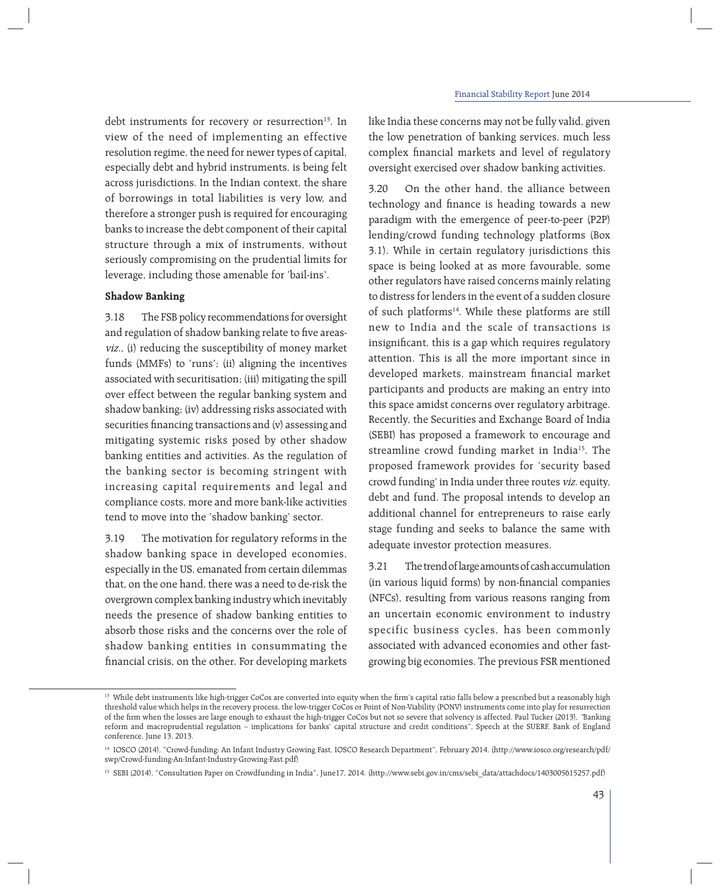debt instruments for recovery or resurrection[13]. In view of the need of implementing an effective resolution regime, the need for newer types of capital, especially debt and hybrid instruments, is being felt across jurisdictions. In the Indian context, the share of borrowings in total liabilities is very low, and therefore a stronger push is required for encouraging banks to increase the debt component of their capital structure through a mix of instruments, without seriously compromising on the prudential limits for leverage, including those amenable for 'bail-ins'.

**Shadow Banking**

3.18 The FSB policy recommendations for oversight and regulation of shadow banking relate to five areas- *viz*., (i) reducing the susceptibility of money market funds (MMFs) to 'runs'; (ii) aligning the incentives associated with securitisation; (iii) mitigating the spill over effect between the regular banking system and shadow banking; (iv) addressing risks associated with securities financing transactions and (v) assessing and mitigating systemic risks posed by other shadow banking entities and activities. As the regulation of the banking sector is becoming stringent with increasing capital requirements and legal and compliance costs, more and more bank-like activities tend to move into the 'shadow banking' sector.

3.19 The motivation for regulatory reforms in the shadow banking space in developed economies, especially in the US, emanated from certain dilemmas that, on the one hand, there was a need to de-risk the overgrown complex banking industry which inevitably needs the presence of shadow banking entities to absorb those risks and the concerns over the role of shadow banking entities in consummating the financial crisis, on the other. For developing markets like India these concerns may not be fully valid, given the low penetration of banking services, much less complex financial markets and level of regulatory oversight exercised over shadow banking activities.

3.20 On the other hand, the alliance between technology and finance is heading towards a new paradigm with the emergence of peer-to-peer (P2P) lending/crowd funding technology platforms (Box 3.1). While in certain regulatory jurisdictions this space is being looked at as more favourable, some other regulators have raised concerns mainly relating to distress for lenders in the event of a sudden closure of such platforms[14]. While these platforms are still new to India and the scale of transactions is insignificant, this is a gap which requires regulatory attention. This is all the more important since in developed markets, mainstream financial market participants and products are making an entry into this space amidst concerns over regulatory arbitrage. Recently, the Securities and Exchange Board of India (SEBI) has proposed a framework to encourage and streamline crowd funding market in India[15]. The proposed framework provides for 'security based crowd funding' in India under three routes *viz.* equity, debt and fund. The proposal intends to develop an additional channel for entrepreneurs to raise early stage funding and seeks to balance the same with adequate investor protection measures.

3.21 The trend of large amounts of cash accumulation (in various liquid forms) by non-financial companies (NFCs), resulting from various reasons ranging from an uncertain economic environment to industry specific business cycles, has been commonly associated with advanced economies and other fast-growing big economies. The previous FSR mentioned

---

[13] While debt instruments like high-trigger CoCos are converted into equity when the firm's capital ratio falls below a prescribed but a reasonably high threshold value which helps in the recovery process, the low-trigger CoCos or Point of Non-Viability (PONV) instruments come into play for resurrection of the firm when the losses are large enough to exhaust the high-trigger CoCos but not so severe that solvency is affected. Paul Tucker (2013), "Banking reform and macroprudential regulation – implications for banks' capital structure and credit conditions", Speech at the SUERF, Bank of England conference, June 13, 2013.

[14] IOSCO (2014), "Crowd-funding: An Infant Industry Growing Fast, IOSCO Research Department", February 2014. (http://www.iosco.org/research/pdf/swp/Crowd-funding-An-Infant-Industry-Growing-Fast.pdf)

[15] SEBI (2014), "Consultation Paper on Crowdfunding in India", June17, 2014. (http://www.sebi.gov.in/cms/sebi_data/attachdocs/1403005615257.pdf)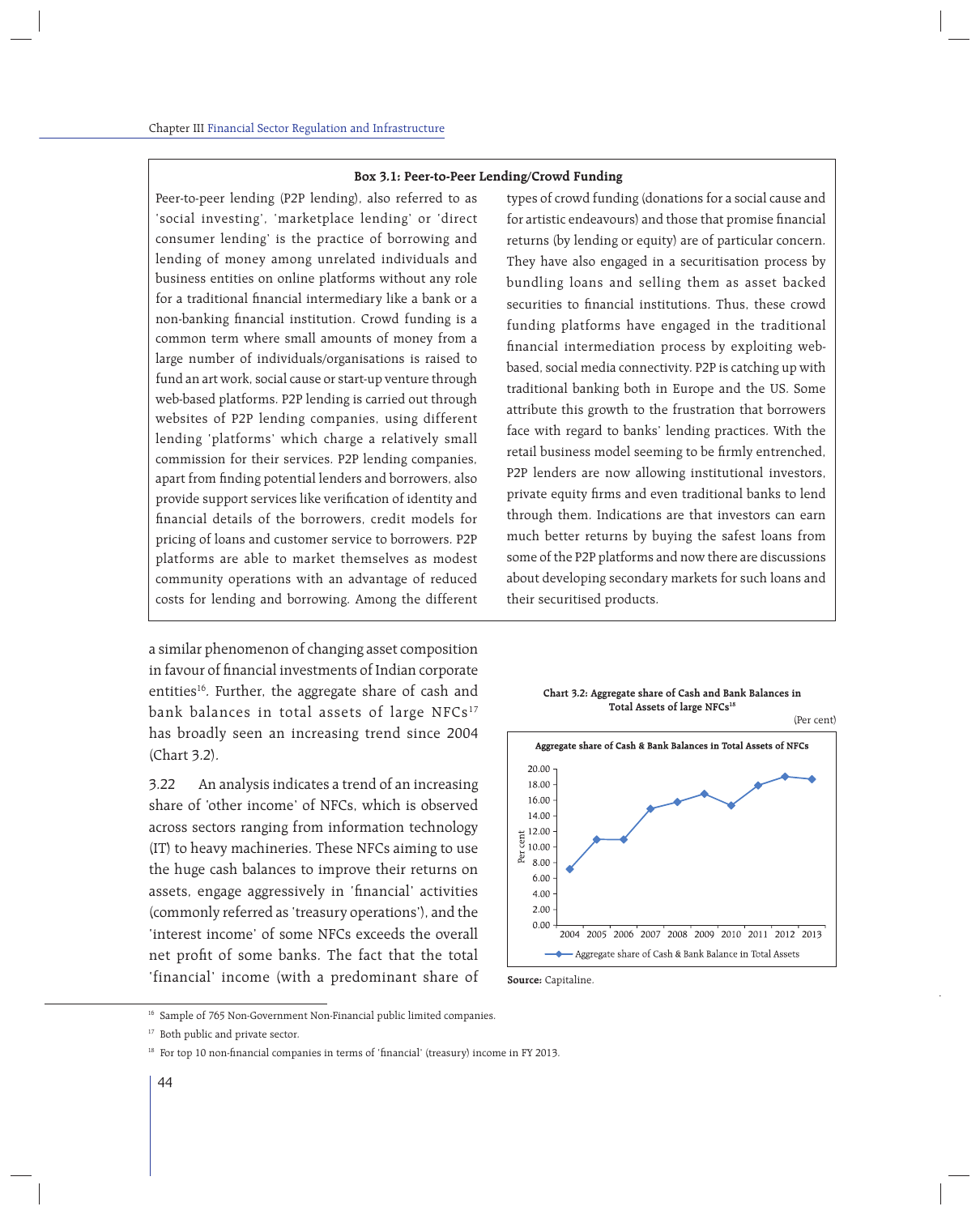**Box 3.1: Peer-to-Peer Lending/Crowd Funding**

Peer-to-peer lending (P2P lending), also referred to as 'social investing', 'marketplace lending' or 'direct consumer lending' is the practice of borrowing and lending of money among unrelated individuals and business entities on online platforms without any role for a traditional financial intermediary like a bank or a non-banking financial institution. Crowd funding is a common term where small amounts of money from a large number of individuals/organisations is raised to fund an art work, social cause or start-up venture through web-based platforms. P2P lending is carried out through websites of P2P lending companies, using different lending 'platforms' which charge a relatively small commission for their services. P2P lending companies, apart from finding potential lenders and borrowers, also provide support services like verification of identity and financial details of the borrowers, credit models for pricing of loans and customer service to borrowers. P2P platforms are able to market themselves as modest community operations with an advantage of reduced costs for lending and borrowing. Among the different types of crowd funding (donations for a social cause and for artistic endeavours) and those that promise financial returns (by lending or equity) are of particular concern. They have also engaged in a securitisation process by bundling loans and selling them as asset backed securities to financial institutions. Thus, these crowd funding platforms have engaged in the traditional financial intermediation process by exploiting web-based, social media connectivity. P2P is catching up with traditional banking both in Europe and the US. Some attribute this growth to the frustration that borrowers face with regard to banks' lending practices. With the retail business model seeming to be firmly entrenched, P2P lenders are now allowing institutional investors, private equity firms and even traditional banks to lend through them. Indications are that investors can earn much better returns by buying the safest loans from some of the P2P platforms and now there are discussions about developing secondary markets for such loans and their securitised products.

a similar phenomenon of changing asset composition in favour of financial investments of Indian corporate entities[16]. Further, the aggregate share of cash and bank balances in total assets of large NFCs[17] has broadly seen an increasing trend since 2004 (Chart 3.2).

3.22 An analysis indicates a trend of an increasing share of 'other income' of NFCs, which is observed across sectors ranging from information technology (IT) to heavy machineries. These NFCs aiming to use the huge cash balances to improve their returns on assets, engage aggressively in 'financial' activities (commonly referred as 'treasury operations'), and the 'interest income' of some NFCs exceeds the overall net profit of some banks. The fact that the total 'financial' income (with a predominant share of

**Chart 3.2: Aggregate share of Cash and Bank Balances in Total Assets of large NFCs[18]**

(Per cent)

Aggregate share of Cash & Bank Balances in Total Assets of NFCs

Source: Capitaline.

---

[16] Sample of 765 Non-Government Non-Financial public limited companies.

[17] Both public and private sector.

[18] For top 10 non-financial companies in terms of 'financial' (treasury) income in FY 2013.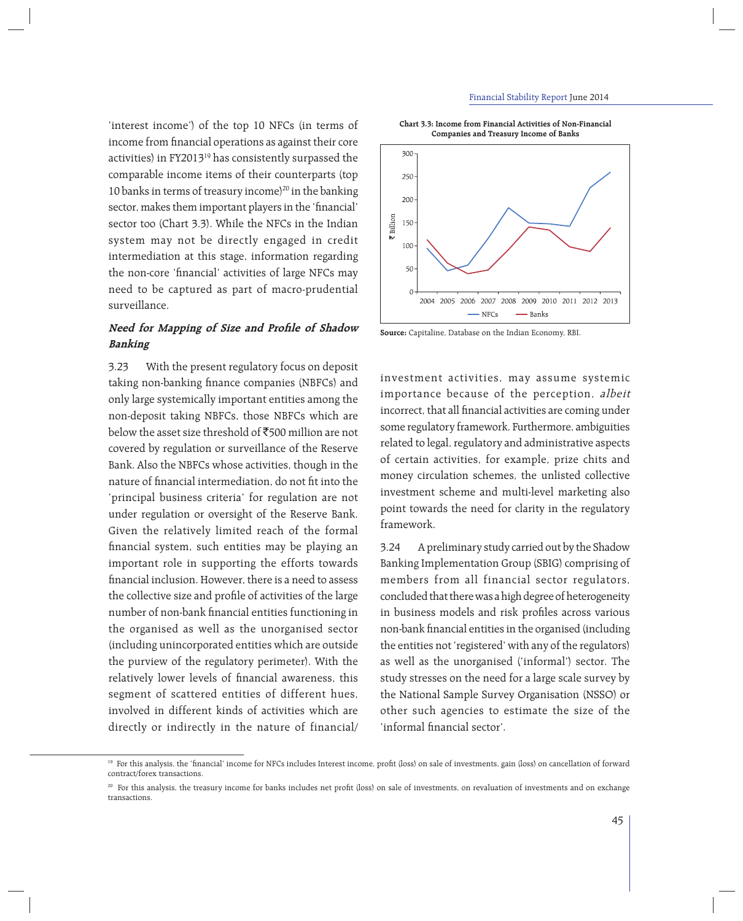'interest income') of the top 10 NFCs (in terms of income from financial operations as against their core activities) in FY2013[19] has consistently surpassed the comparable income items of their counterparts (top 10 banks in terms of treasury income)[20] in the banking sector, makes them important players in the 'financial' sector too (Chart 3.3). While the NFCs in the Indian system may not be directly engaged in credit intermediation at this stage, information regarding the non-core 'financial' activities of large NFCs may need to be captured as part of macro-prudential surveillance.

**Chart 3.3: Income from Financial Activities of Non-Financial Companies and Treasury Income of Banks**

**Source:** Capitaline, Database on the Indian Economy, RBI.

### *Need for Mapping of Size and Profile of Shadow Banking*

3.23 With the present regulatory focus on deposit taking non-banking finance companies (NBFCs) and only large systemically important entities among the non-deposit taking NBFCs, those NBFCs which are below the asset size threshold of ₹500 million are not covered by regulation or surveillance of the Reserve Bank. Also the NBFCs whose activities, though in the nature of financial intermediation, do not fit into the 'principal business criteria' for regulation are not under regulation or oversight of the Reserve Bank. Given the relatively limited reach of the formal financial system, such entities may be playing an important role in supporting the efforts towards financial inclusion. However, there is a need to assess the collective size and profile of activities of the large number of non-bank financial entities functioning in the organised as well as the unorganised sector (including unincorporated entities which are outside the purview of the regulatory perimeter). With the relatively lower levels of financial awareness, this segment of scattered entities of different hues, involved in different kinds of activities which are directly or indirectly in the nature of financial/investment activities, may assume systemic importance because of the perception, *albeit* incorrect, that all financial activities are coming under some regulatory framework. Furthermore, ambiguities related to legal, regulatory and administrative aspects of certain activities, for example, prize chits and money circulation schemes, the unlisted collective investment scheme and multi-level marketing also point towards the need for clarity in the regulatory framework.

3.24 A preliminary study carried out by the Shadow Banking Implementation Group (SBIG) comprising of members from all financial sector regulators, concluded that there was a high degree of heterogeneity in business models and risk profiles across various non-bank financial entities in the organised (including the entities not 'registered' with any of the regulators) as well as the unorganised ('informal') sector. The study stresses on the need for a large scale survey by the National Sample Survey Organisation (NSSO) or other such agencies to estimate the size of the 'informal financial sector'.

---

[19] For this analysis, the 'financial' income for NFCs includes Interest income, profit (loss) on sale of investments, gain (loss) on cancellation of forward contract/forex transactions.

[20] For this analysis, the treasury income for banks includes net profit (loss) on sale of investments, on revaluation of investments and on exchange transactions.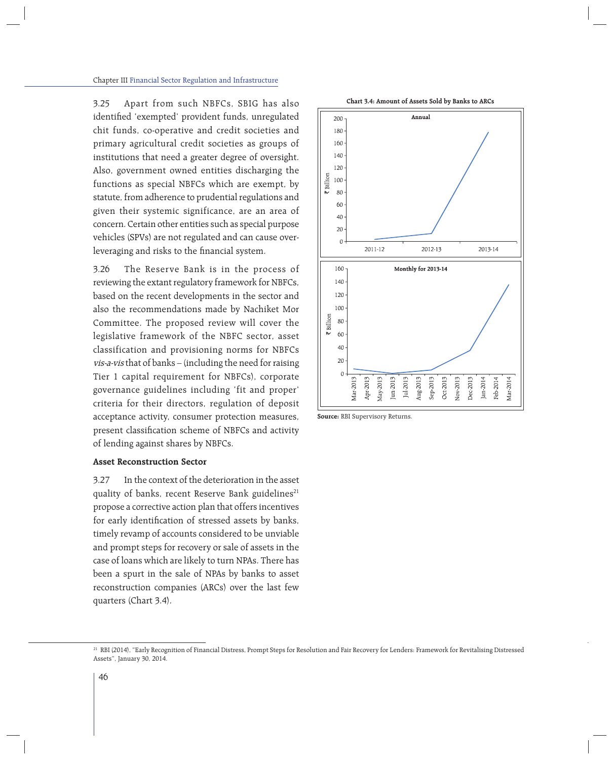3.25 Apart from such NBFCs, SBIG has also identified 'exempted' provident funds, unregulated chit funds, co-operative and credit societies and primary agricultural credit societies as groups of institutions that need a greater degree of oversight. Also, government owned entities discharging the functions as special NBFCs which are exempt, by statute, from adherence to prudential regulations and given their systemic significance, are an area of concern. Certain other entities such as special purpose vehicles (SPVs) are not regulated and can cause over-leveraging and risks to the financial system.

3.26 The Reserve Bank is in the process of reviewing the extant regulatory framework for NBFCs, based on the recent developments in the sector and also the recommendations made by Nachiket Mor Committee. The proposed review will cover the legislative framework of the NBFC sector, asset classification and provisioning norms for NBFCs *vis-a-vis* that of banks – (including the need for raising Tier 1 capital requirement for NBFCs), corporate governance guidelines including 'fit and proper' criteria for their directors, regulation of deposit acceptance activity, consumer protection measures, present classification scheme of NBFCs and activity of lending against shares by NBFCs.

### Asset Reconstruction Sector

3.27 In the context of the deterioration in the asset quality of banks, recent Reserve Bank guidelines[21] propose a corrective action plan that offers incentives for early identification of stressed assets by banks, timely revamp of accounts considered to be unviable and prompt steps for recovery or sale of assets in the case of loans which are likely to turn NPAs. There has been a spurt in the sale of NPAs by banks to asset reconstruction companies (ARCs) over the last few quarters (Chart 3.4).

**Chart 3.4: Amount of Assets Sold by Banks to ARCs**

**Source:** RBI Supervisory Returns.

[21] RBI (2014), "Early Recognition of Financial Distress, Prompt Steps for Resolution and Fair Recovery for Lenders: Framework for Revitalising Distressed Assets", January 30, 2014.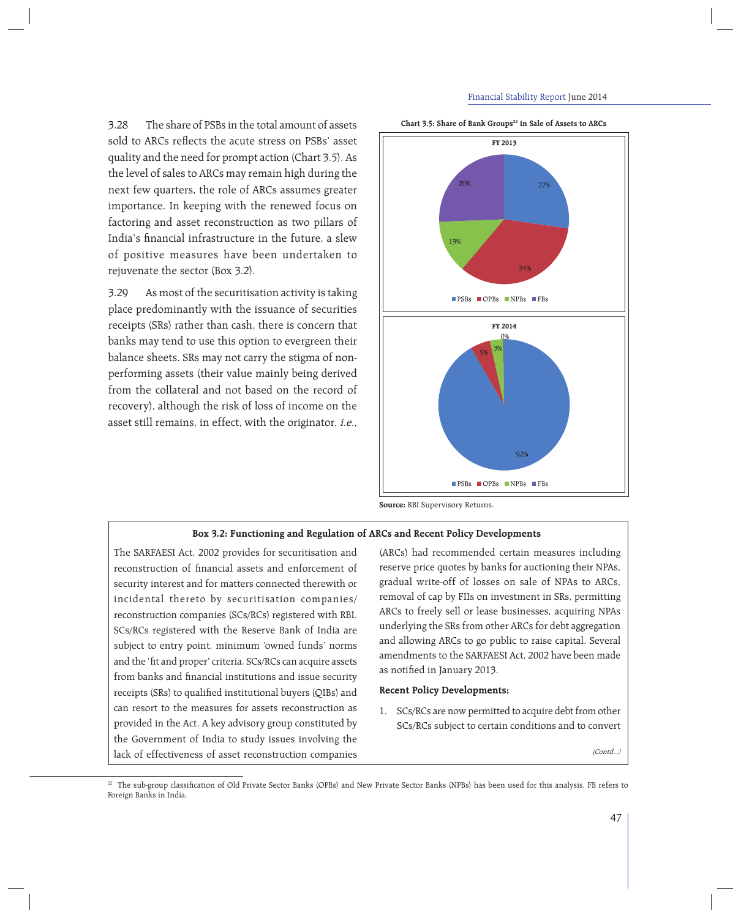3.28 The share of PSBs in the total amount of assets sold to ARCs reflects the acute stress on PSBs' asset quality and the need for prompt action (Chart 3.5). As the level of sales to ARCs may remain high during the next few quarters, the role of ARCs assumes greater importance. In keeping with the renewed focus on factoring and asset reconstruction as two pillars of India's financial infrastructure in the future, a slew of positive measures have been undertaken to rejuvenate the sector (Box 3.2).

3.29 As most of the securitisation activity is taking place predominantly with the issuance of securities receipts (SRs) rather than cash, there is concern that banks may tend to use this option to evergreen their balance sheets. SRs may not carry the stigma of non-performing assets (their value mainly being derived from the collateral and not based on the record of recovery), although the risk of loss of income on the asset still remains, in effect, with the originator, *i.e.*,

**Chart 3.5: Share of Bank Groups[22] in Sale of Assets to ARCs**

FY 2013

| PSBs | OPBs | NPBs | FBs |
|---|---|---|---|
| 27% | 34% | 13% | 26% |

FY 2014

| PSBs | OPBs | NPBs | FBs |
|---|---|---|---|
| 92% | 5% | 3% | 0% |

**Source:** RBI Supervisory Returns.

**Box 3.2: Functioning and Regulation of ARCs and Recent Policy Developments**

The SARFAESI Act, 2002 provides for securitisation and reconstruction of financial assets and enforcement of security interest and for matters connected therewith or incidental thereto by securitisation companies/ reconstruction companies (SCs/RCs) registered with RBI. SCs/RCs registered with the Reserve Bank of India are subject to entry point, minimum 'owned funds' norms and the 'fit and proper' criteria. SCs/RCs can acquire assets from banks and financial institutions and issue security receipts (SRs) to qualified institutional buyers (QIBs) and can resort to the measures for assets reconstruction as provided in the Act. A key advisory group constituted by the Government of India to study issues involving the lack of effectiveness of asset reconstruction companies (ARCs) had recommended certain measures including reserve price quotes by banks for auctioning their NPAs, gradual write-off of losses on sale of NPAs to ARCs, removal of cap by FIIs on investment in SRs, permitting ARCs to freely sell or lease businesses, acquiring NPAs underlying the SRs from other ARCs for debt aggregation and allowing ARCs to go public to raise capital. Several amendments to the SARFAESI Act, 2002 have been made as notified in January 2013.

**Recent Policy Developments:**

1. SCs/RCs are now permitted to acquire debt from other SCs/RCs subject to certain conditions and to convert

*(Contd...)*

---

[22] The sub-group classification of Old Private Sector Banks (OPBs) and New Private Sector Banks (NPBs) has been used for this analysis. FB refers to Foreign Banks in India.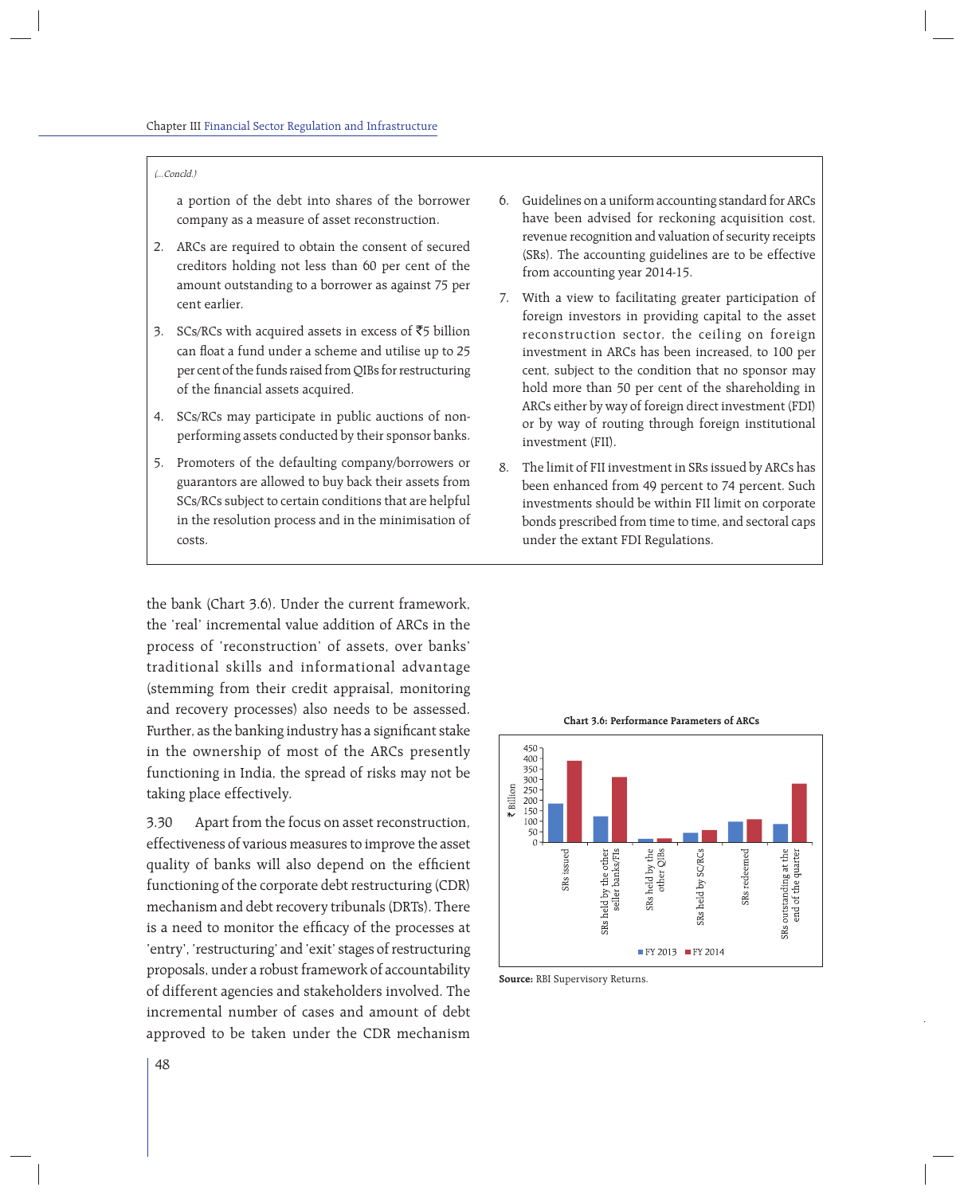*(...Concld.)*

a portion of the debt into shares of the borrower company as a measure of asset reconstruction.

2. ARCs are required to obtain the consent of secured creditors holding not less than 60 per cent of the amount outstanding to a borrower as against 75 per cent earlier.

3. SCs/RCs with acquired assets in excess of ₹5 billion can float a fund under a scheme and utilise up to 25 per cent of the funds raised from QIBs for restructuring of the financial assets acquired.

4. SCs/RCs may participate in public auctions of non-performing assets conducted by their sponsor banks.

5. Promoters of the defaulting company/borrowers or guarantors are allowed to buy back their assets from SCs/RCs subject to certain conditions that are helpful in the resolution process and in the minimisation of costs.

6. Guidelines on a uniform accounting standard for ARCs have been advised for reckoning acquisition cost, revenue recognition and valuation of security receipts (SRs). The accounting guidelines are to be effective from accounting year 2014-15.

7. With a view to facilitating greater participation of foreign investors in providing capital to the asset reconstruction sector, the ceiling on foreign investment in ARCs has been increased, to 100 per cent, subject to the condition that no sponsor may hold more than 50 per cent of the shareholding in ARCs either by way of foreign direct investment (FDI) or by way of routing through foreign institutional investment (FII).

8. The limit of FII investment in SRs issued by ARCs has been enhanced from 49 percent to 74 percent. Such investments should be within FII limit on corporate bonds prescribed from time to time, and sectoral caps under the extant FDI Regulations.

the bank (Chart 3.6). Under the current framework, the 'real' incremental value addition of ARCs in the process of 'reconstruction' of assets, over banks' traditional skills and informational advantage (stemming from their credit appraisal, monitoring and recovery processes) also needs to be assessed. Further, as the banking industry has a significant stake in the ownership of most of the ARCs presently functioning in India, the spread of risks may not be taking place effectively.

3.30 Apart from the focus on asset reconstruction, effectiveness of various measures to improve the asset quality of banks will also depend on the efficient functioning of the corporate debt restructuring (CDR) mechanism and debt recovery tribunals (DRTs). There is a need to monitor the efficacy of the processes at 'entry', 'restructuring' and 'exit' stages of restructuring proposals, under a robust framework of accountability of different agencies and stakeholders involved. The incremental number of cases and amount of debt approved to be taken under the CDR mechanism

**Chart 3.6: Performance Parameters of ARCs**

**Source:** RBI Supervisory Returns.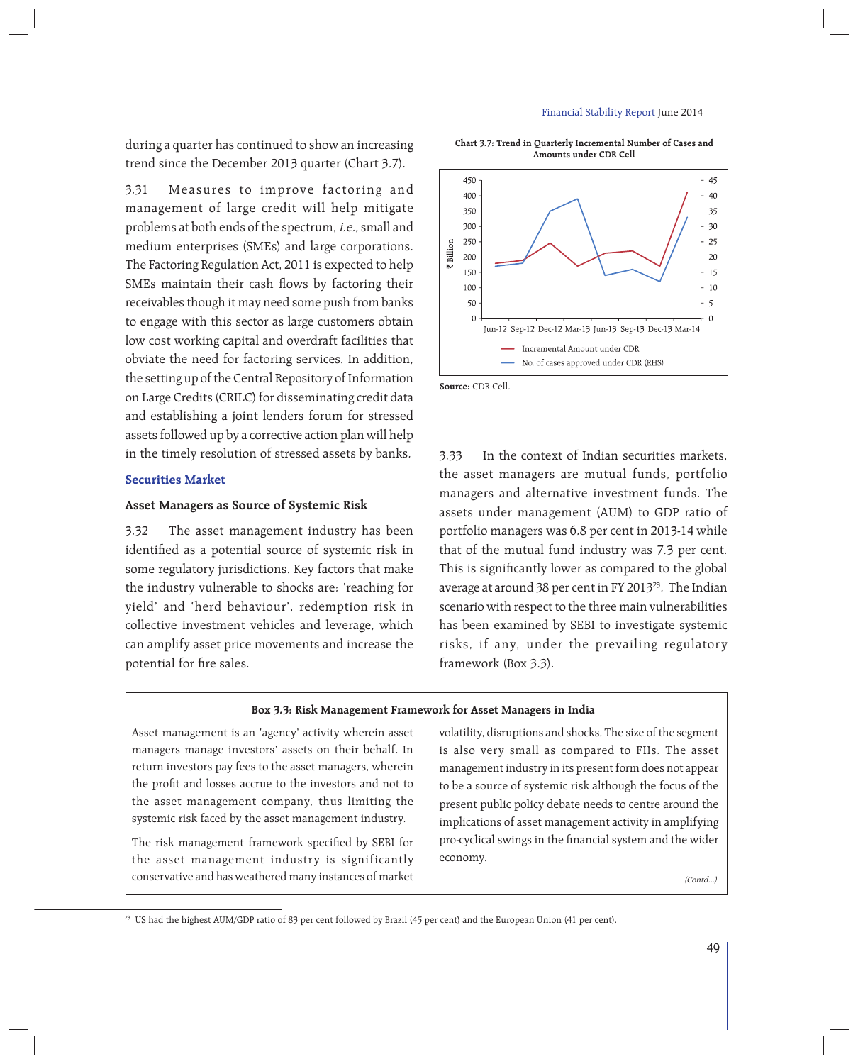during a quarter has continued to show an increasing trend since the December 2013 quarter (Chart 3.7).

3.31 Measures to improve factoring and management of large credit will help mitigate problems at both ends of the spectrum, *i.e.*, small and medium enterprises (SMEs) and large corporations. The Factoring Regulation Act, 2011 is expected to help SMEs maintain their cash flows by factoring their receivables though it may need some push from banks to engage with this sector as large customers obtain low cost working capital and overdraft facilities that obviate the need for factoring services. In addition, the setting up of the Central Repository of Information on Large Credits (CRILC) for disseminating credit data and establishing a joint lenders forum for stressed assets followed up by a corrective action plan will help in the timely resolution of stressed assets by banks.

**Chart 3.7: Trend in Quarterly Incremental Number of Cases and Amounts under CDR Cell**

**Source:** CDR Cell.

## Securities Market

### Asset Managers as Source of Systemic Risk

3.32 The asset management industry has been identified as a potential source of systemic risk in some regulatory jurisdictions. Key factors that make the industry vulnerable to shocks are: 'reaching for yield' and 'herd behaviour', redemption risk in collective investment vehicles and leverage, which can amplify asset price movements and increase the potential for fire sales.

3.33 In the context of Indian securities markets, the asset managers are mutual funds, portfolio managers and alternative investment funds. The assets under management (AUM) to GDP ratio of portfolio managers was 6.8 per cent in 2013-14 while that of the mutual fund industry was 7.3 per cent. This is significantly lower as compared to the global average at around 38 per cent in FY 2013[23]. The Indian scenario with respect to the three main vulnerabilities has been examined by SEBI to investigate systemic risks, if any, under the prevailing regulatory framework (Box 3.3).

**Box 3.3: Risk Management Framework for Asset Managers in India**

Asset management is an 'agency' activity wherein asset managers manage investors' assets on their behalf. In return investors pay fees to the asset managers, wherein the profit and losses accrue to the investors and not to the asset management company, thus limiting the systemic risk faced by the asset management industry.

The risk management framework specified by SEBI for the asset management industry is significantly conservative and has weathered many instances of market volatility, disruptions and shocks. The size of the segment is also very small as compared to FIIs. The asset management industry in its present form does not appear to be a source of systemic risk although the focus of the present public policy debate needs to centre around the implications of asset management activity in amplifying pro-cyclical swings in the financial system and the wider economy.

*(Contd...)*

[23] US had the highest AUM/GDP ratio of 83 per cent followed by Brazil (45 per cent) and the European Union (41 per cent).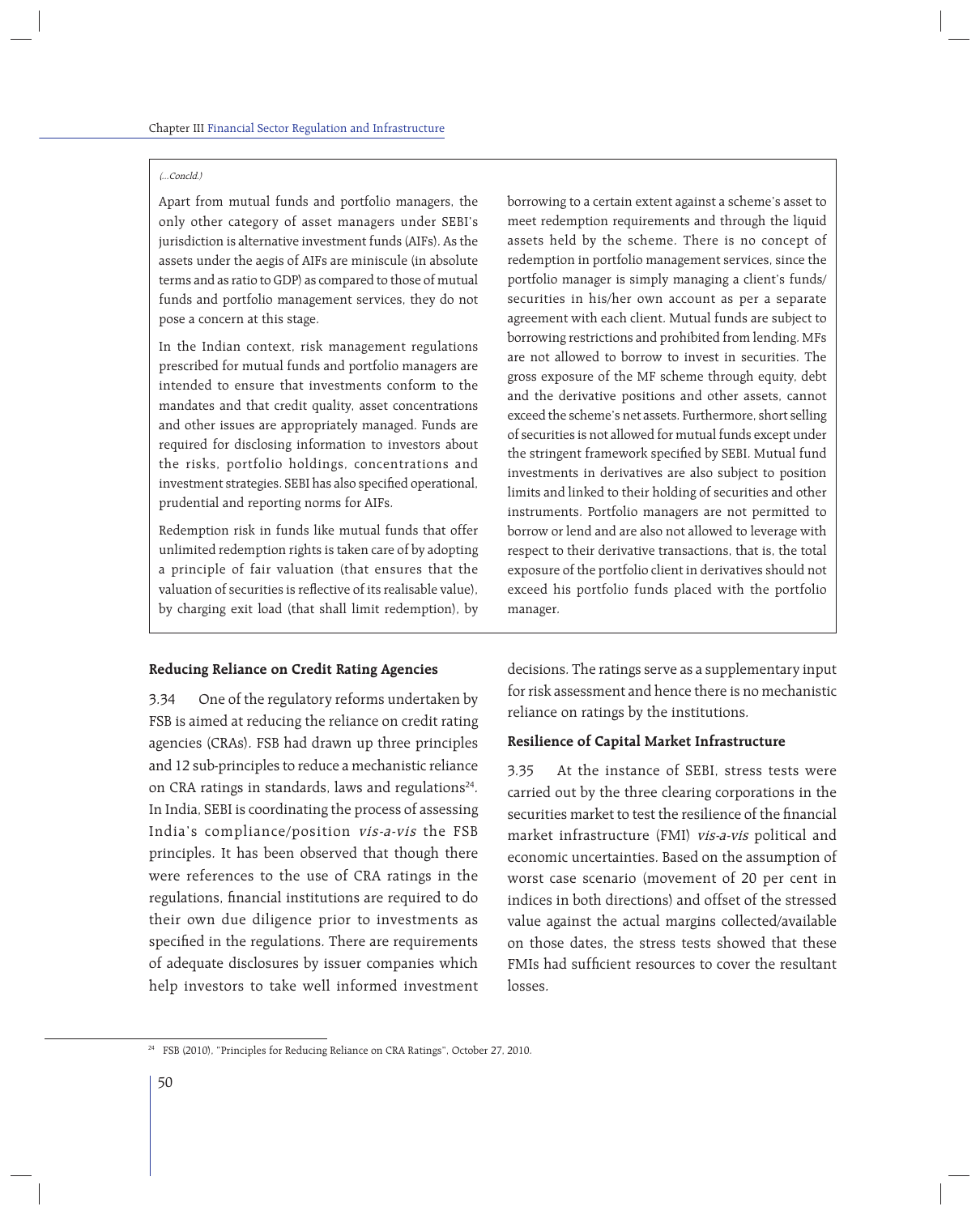*(...Concld.)*

Apart from mutual funds and portfolio managers, the only other category of asset managers under SEBI's jurisdiction is alternative investment funds (AIFs). As the assets under the aegis of AIFs are miniscule (in absolute terms and as ratio to GDP) as compared to those of mutual funds and portfolio management services, they do not pose a concern at this stage.

In the Indian context, risk management regulations prescribed for mutual funds and portfolio managers are intended to ensure that investments conform to the mandates and that credit quality, asset concentrations and other issues are appropriately managed. Funds are required for disclosing information to investors about the risks, portfolio holdings, concentrations and investment strategies. SEBI has also specified operational, prudential and reporting norms for AIFs.

Redemption risk in funds like mutual funds that offer unlimited redemption rights is taken care of by adopting a principle of fair valuation (that ensures that the valuation of securities is reflective of its realisable value), by charging exit load (that shall limit redemption), by borrowing to a certain extent against a scheme's asset to meet redemption requirements and through the liquid assets held by the scheme. There is no concept of redemption in portfolio management services, since the portfolio manager is simply managing a client's funds/ securities in his/her own account as per a separate agreement with each client. Mutual funds are subject to borrowing restrictions and prohibited from lending. MFs are not allowed to borrow to invest in securities. The gross exposure of the MF scheme through equity, debt and the derivative positions and other assets, cannot exceed the scheme's net assets. Furthermore, short selling of securities is not allowed for mutual funds except under the stringent framework specified by SEBI. Mutual fund investments in derivatives are also subject to position limits and linked to their holding of securities and other instruments. Portfolio managers are not permitted to borrow or lend and are also not allowed to leverage with respect to their derivative transactions, that is, the total exposure of the portfolio client in derivatives should not exceed his portfolio funds placed with the portfolio manager.

**Reducing Reliance on Credit Rating Agencies**

3.34 One of the regulatory reforms undertaken by FSB is aimed at reducing the reliance on credit rating agencies (CRAs). FSB had drawn up three principles and 12 sub-principles to reduce a mechanistic reliance on CRA ratings in standards, laws and regulations[24]. In India, SEBI is coordinating the process of assessing India's compliance/position *vis-a-vis* the FSB principles. It has been observed that though there were references to the use of CRA ratings in the regulations, financial institutions are required to do their own due diligence prior to investments as specified in the regulations. There are requirements of adequate disclosures by issuer companies which help investors to take well informed investment decisions. The ratings serve as a supplementary input for risk assessment and hence there is no mechanistic reliance on ratings by the institutions.

**Resilience of Capital Market Infrastructure**

3.35 At the instance of SEBI, stress tests were carried out by the three clearing corporations in the securities market to test the resilience of the financial market infrastructure (FMI) *vis-a-vis* political and economic uncertainties. Based on the assumption of worst case scenario (movement of 20 per cent in indices in both directions) and offset of the stressed value against the actual margins collected/available on those dates, the stress tests showed that these FMIs had sufficient resources to cover the resultant losses.

[24] FSB (2010), "Principles for Reducing Reliance on CRA Ratings", October 27, 2010.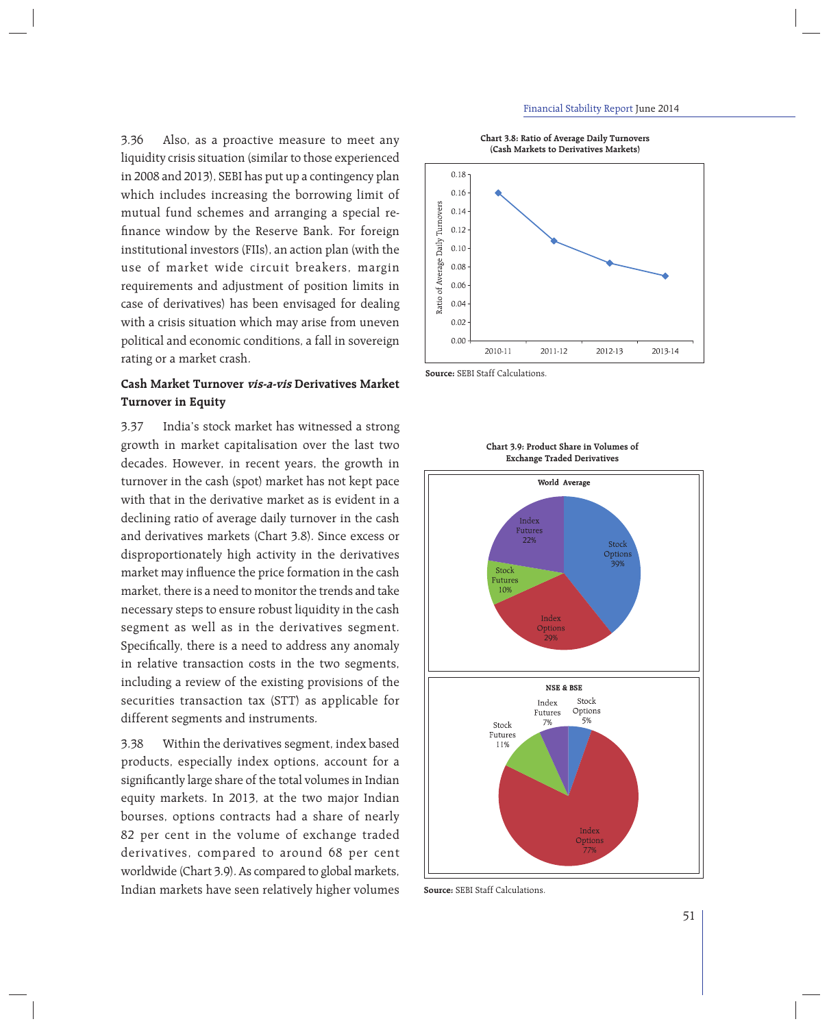3.36 Also, as a proactive measure to meet any liquidity crisis situation (similar to those experienced in 2008 and 2013), SEBI has put up a contingency plan which includes increasing the borrowing limit of mutual fund schemes and arranging a special re-finance window by the Reserve Bank. For foreign institutional investors (FIIs), an action plan (with the use of market wide circuit breakers, margin requirements and adjustment of position limits in case of derivatives) has been envisaged for dealing with a crisis situation which may arise from uneven political and economic conditions, a fall in sovereign rating or a market crash.

### Cash Market Turnover *vis-a-vis* Derivatives Market Turnover in Equity

3.37 India's stock market has witnessed a strong growth in market capitalisation over the last two decades. However, in recent years, the growth in turnover in the cash (spot) market has not kept pace with that in the derivative market as is evident in a declining ratio of average daily turnover in the cash and derivatives markets (Chart 3.8). Since excess or disproportionately high activity in the derivatives market may influence the price formation in the cash market, there is a need to monitor the trends and take necessary steps to ensure robust liquidity in the cash segment as well as in the derivatives segment. Specifically, there is a need to address any anomaly in relative transaction costs in the two segments, including a review of the existing provisions of the securities transaction tax (STT) as applicable for different segments and instruments.

3.38 Within the derivatives segment, index based products, especially index options, account for a significantly large share of the total volumes in Indian equity markets. In 2013, at the two major Indian bourses, options contracts had a share of nearly 82 per cent in the volume of exchange traded derivatives, compared to around 68 per cent worldwide (Chart 3.9). As compared to global markets, Indian markets have seen relatively higher volumes

**Chart 3.8: Ratio of Average Daily Turnovers (Cash Markets to Derivatives Markets)**

**Source:** SEBI Staff Calculations.

**Chart 3.9: Product Share in Volumes of Exchange Traded Derivatives**

**Source:** SEBI Staff Calculations.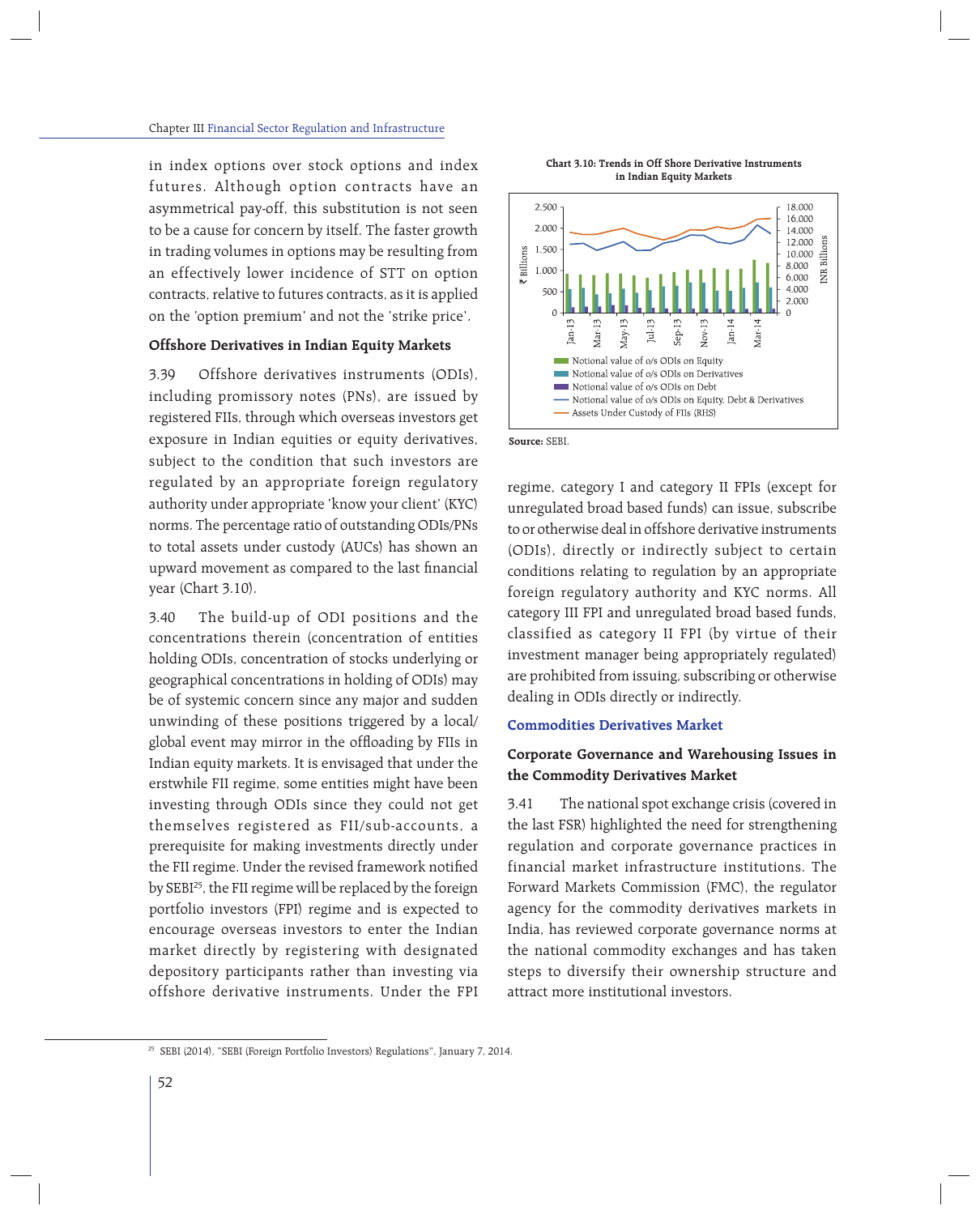in index options over stock options and index futures. Although option contracts have an asymmetrical pay-off, this substitution is not seen to be a cause for concern by itself. The faster growth in trading volumes in options may be resulting from an effectively lower incidence of STT on option contracts, relative to futures contracts, as it is applied on the 'option premium' and not the 'strike price'.

**Offshore Derivatives in Indian Equity Markets**

3.39 Offshore derivatives instruments (ODIs), including promissory notes (PNs), are issued by registered FIIs, through which overseas investors get exposure in Indian equities or equity derivatives, subject to the condition that such investors are regulated by an appropriate foreign regulatory authority under appropriate 'know your client' (KYC) norms. The percentage ratio of outstanding ODIs/PNs to total assets under custody (AUCs) has shown an upward movement as compared to the last financial year (Chart 3.10).

3.40 The build-up of ODI positions and the concentrations therein (concentration of entities holding ODIs, concentration of stocks underlying or geographical concentrations in holding of ODIs) may be of systemic concern since any major and sudden unwinding of these positions triggered by a local/global event may mirror in the offloading by FIIs in Indian equity markets. It is envisaged that under the erstwhile FII regime, some entities might have been investing through ODIs since they could not get themselves registered as FII/sub-accounts, a prerequisite for making investments directly under the FII regime. Under the revised framework notified by SEBI[25], the FII regime will be replaced by the foreign portfolio investors (FPI) regime and is expected to encourage overseas investors to enter the Indian market directly by registering with designated depository participants rather than investing via offshore derivative instruments. Under the FPI regime, category I and category II FPIs (except for unregulated broad based funds) can issue, subscribe to or otherwise deal in offshore derivative instruments (ODIs), directly or indirectly subject to certain conditions relating to regulation by an appropriate foreign regulatory authority and KYC norms. All category III FPI and unregulated broad based funds, classified as category II FPI (by virtue of their investment manager being appropriately regulated) are prohibited from issuing, subscribing or otherwise dealing in ODIs directly or indirectly.

**Chart 3.10: Trends in Off Shore Derivative Instruments in Indian Equity Markets**

Source: SEBI.

## Commodities Derivatives Market

### Corporate Governance and Warehousing Issues in the Commodity Derivatives Market

3.41 The national spot exchange crisis (covered in the last FSR) highlighted the need for strengthening regulation and corporate governance practices in financial market infrastructure institutions. The Forward Markets Commission (FMC), the regulator agency for the commodity derivatives markets in India, has reviewed corporate governance norms at the national commodity exchanges and has taken steps to diversify their ownership structure and attract more institutional investors.

[25] SEBI (2014), "SEBI (Foreign Portfolio Investors) Regulations", January 7, 2014.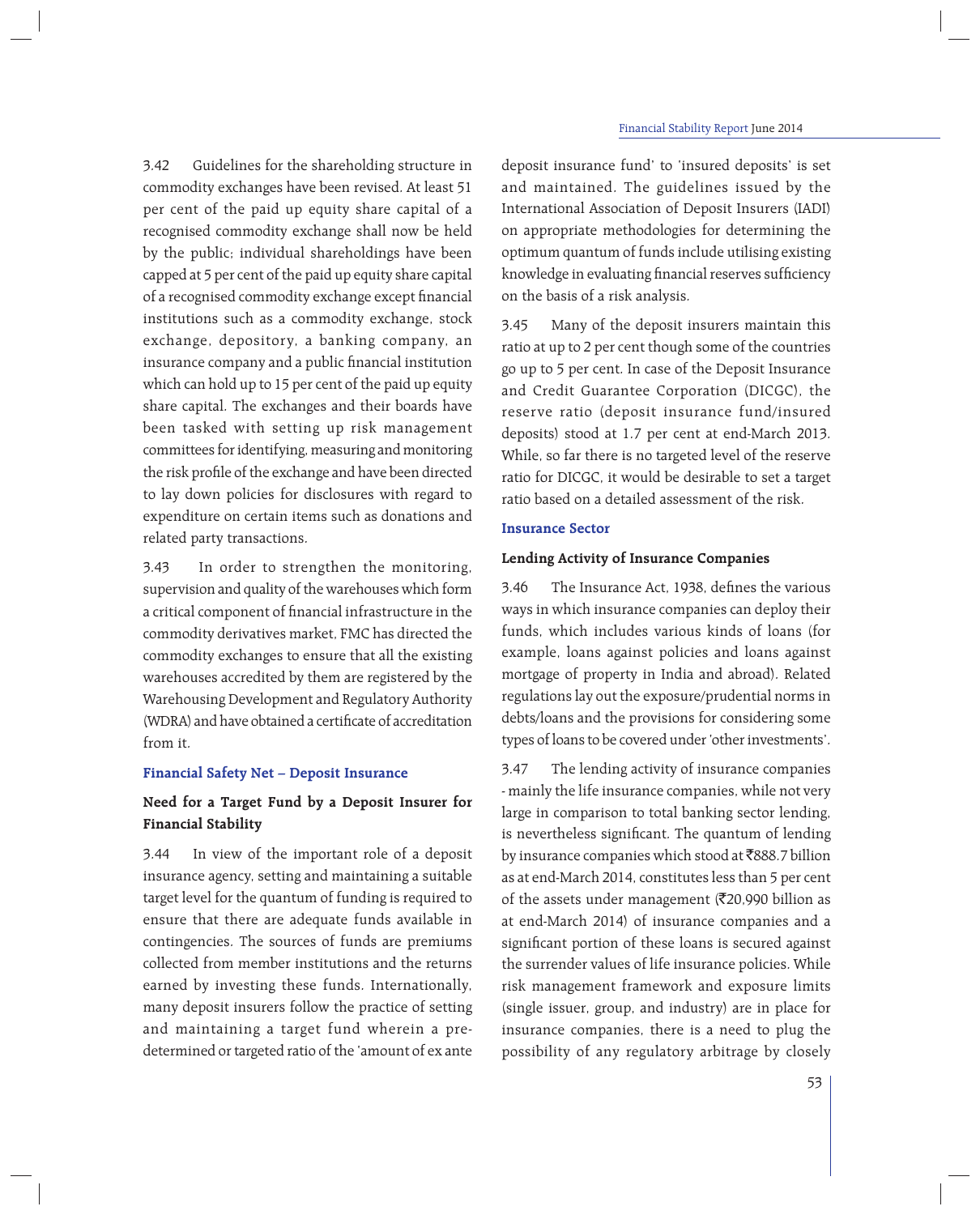3.42 Guidelines for the shareholding structure in commodity exchanges have been revised. At least 51 per cent of the paid up equity share capital of a recognised commodity exchange shall now be held by the public; individual shareholdings have been capped at 5 per cent of the paid up equity share capital of a recognised commodity exchange except financial institutions such as a commodity exchange, stock exchange, depository, a banking company, an insurance company and a public financial institution which can hold up to 15 per cent of the paid up equity share capital. The exchanges and their boards have been tasked with setting up risk management committees for identifying, measuring and monitoring the risk profile of the exchange and have been directed to lay down policies for disclosures with regard to expenditure on certain items such as donations and related party transactions.

3.43 In order to strengthen the monitoring, supervision and quality of the warehouses which form a critical component of financial infrastructure in the commodity derivatives market, FMC has directed the commodity exchanges to ensure that all the existing warehouses accredited by them are registered by the Warehousing Development and Regulatory Authority (WDRA) and have obtained a certificate of accreditation from it.

## Financial Safety Net – Deposit Insurance

### Need for a Target Fund by a Deposit Insurer for Financial Stability

3.44 In view of the important role of a deposit insurance agency, setting and maintaining a suitable target level for the quantum of funding is required to ensure that there are adequate funds available in contingencies. The sources of funds are premiums collected from member institutions and the returns earned by investing these funds. Internationally, many deposit insurers follow the practice of setting and maintaining a target fund wherein a pre-determined or targeted ratio of the 'amount of ex ante deposit insurance fund' to 'insured deposits' is set and maintained. The guidelines issued by the International Association of Deposit Insurers (IADI) on appropriate methodologies for determining the optimum quantum of funds include utilising existing knowledge in evaluating financial reserves sufficiency on the basis of a risk analysis.

3.45 Many of the deposit insurers maintain this ratio at up to 2 per cent though some of the countries go up to 5 per cent. In case of the Deposit Insurance and Credit Guarantee Corporation (DICGC), the reserve ratio (deposit insurance fund/insured deposits) stood at 1.7 per cent at end-March 2013. While, so far there is no targeted level of the reserve ratio for DICGC, it would be desirable to set a target ratio based on a detailed assessment of the risk.

## Insurance Sector

### Lending Activity of Insurance Companies

3.46 The Insurance Act, 1938, defines the various ways in which insurance companies can deploy their funds, which includes various kinds of loans (for example, loans against policies and loans against mortgage of property in India and abroad). Related regulations lay out the exposure/prudential norms in debts/loans and the provisions for considering some types of loans to be covered under 'other investments'.

3.47 The lending activity of insurance companies - mainly the life insurance companies, while not very large in comparison to total banking sector lending, is nevertheless significant. The quantum of lending by insurance companies which stood at ₹888.7 billion as at end-March 2014, constitutes less than 5 per cent of the assets under management (₹20,990 billion as at end-March 2014) of insurance companies and a significant portion of these loans is secured against the surrender values of life insurance policies. While risk management framework and exposure limits (single issuer, group, and industry) are in place for insurance companies, there is a need to plug the possibility of any regulatory arbitrage by closely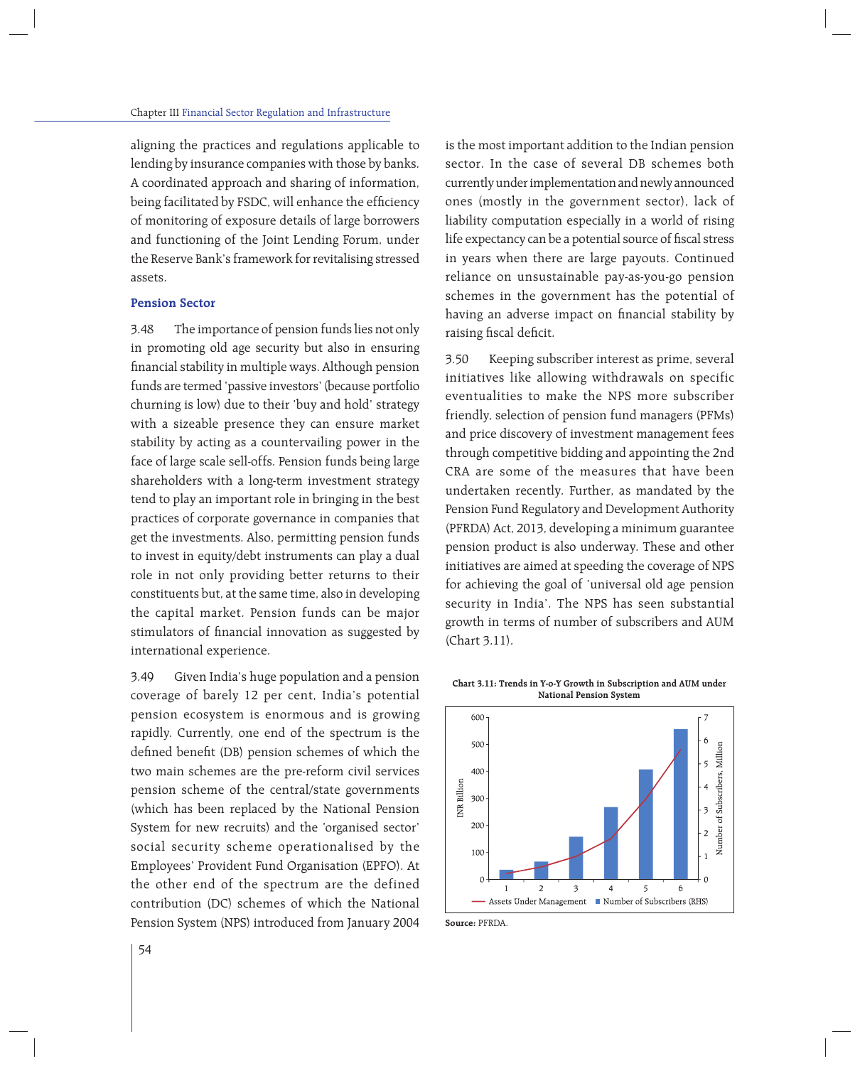aligning the practices and regulations applicable to lending by insurance companies with those by banks. A coordinated approach and sharing of information, being facilitated by FSDC, will enhance the efficiency of monitoring of exposure details of large borrowers and functioning of the Joint Lending Forum, under the Reserve Bank's framework for revitalising stressed assets.

### Pension Sector

3.48 The importance of pension funds lies not only in promoting old age security but also in ensuring financial stability in multiple ways. Although pension funds are termed 'passive investors' (because portfolio churning is low) due to their 'buy and hold' strategy with a sizeable presence they can ensure market stability by acting as a countervailing power in the face of large scale sell-offs. Pension funds being large shareholders with a long-term investment strategy tend to play an important role in bringing in the best practices of corporate governance in companies that get the investments. Also, permitting pension funds to invest in equity/debt instruments can play a dual role in not only providing better returns to their constituents but, at the same time, also in developing the capital market. Pension funds can be major stimulators of financial innovation as suggested by international experience.

3.49 Given India's huge population and a pension coverage of barely 12 per cent, India's potential pension ecosystem is enormous and is growing rapidly. Currently, one end of the spectrum is the defined benefit (DB) pension schemes of which the two main schemes are the pre-reform civil services pension scheme of the central/state governments (which has been replaced by the National Pension System for new recruits) and the 'organised sector' social security scheme operationalised by the Employees' Provident Fund Organisation (EPFO). At the other end of the spectrum are the defined contribution (DC) schemes of which the National Pension System (NPS) introduced from January 2004 is the most important addition to the Indian pension sector. In the case of several DB schemes both currently under implementation and newly announced ones (mostly in the government sector), lack of liability computation especially in a world of rising life expectancy can be a potential source of fiscal stress in years when there are large payouts. Continued reliance on unsustainable pay-as-you-go pension schemes in the government has the potential of having an adverse impact on financial stability by raising fiscal deficit.

3.50 Keeping subscriber interest as prime, several initiatives like allowing withdrawals on specific eventualities to make the NPS more subscriber friendly, selection of pension fund managers (PFMs) and price discovery of investment management fees through competitive bidding and appointing the 2nd CRA are some of the measures that have been undertaken recently. Further, as mandated by the Pension Fund Regulatory and Development Authority (PFRDA) Act, 2013, developing a minimum guarantee pension product is also underway. These and other initiatives are aimed at speeding the coverage of NPS for achieving the goal of 'universal old age pension security in India'. The NPS has seen substantial growth in terms of number of subscribers and AUM (Chart 3.11).

**Chart 3.11: Trends in Y-o-Y Growth in Subscription and AUM under National Pension System**

**Source:** PFRDA.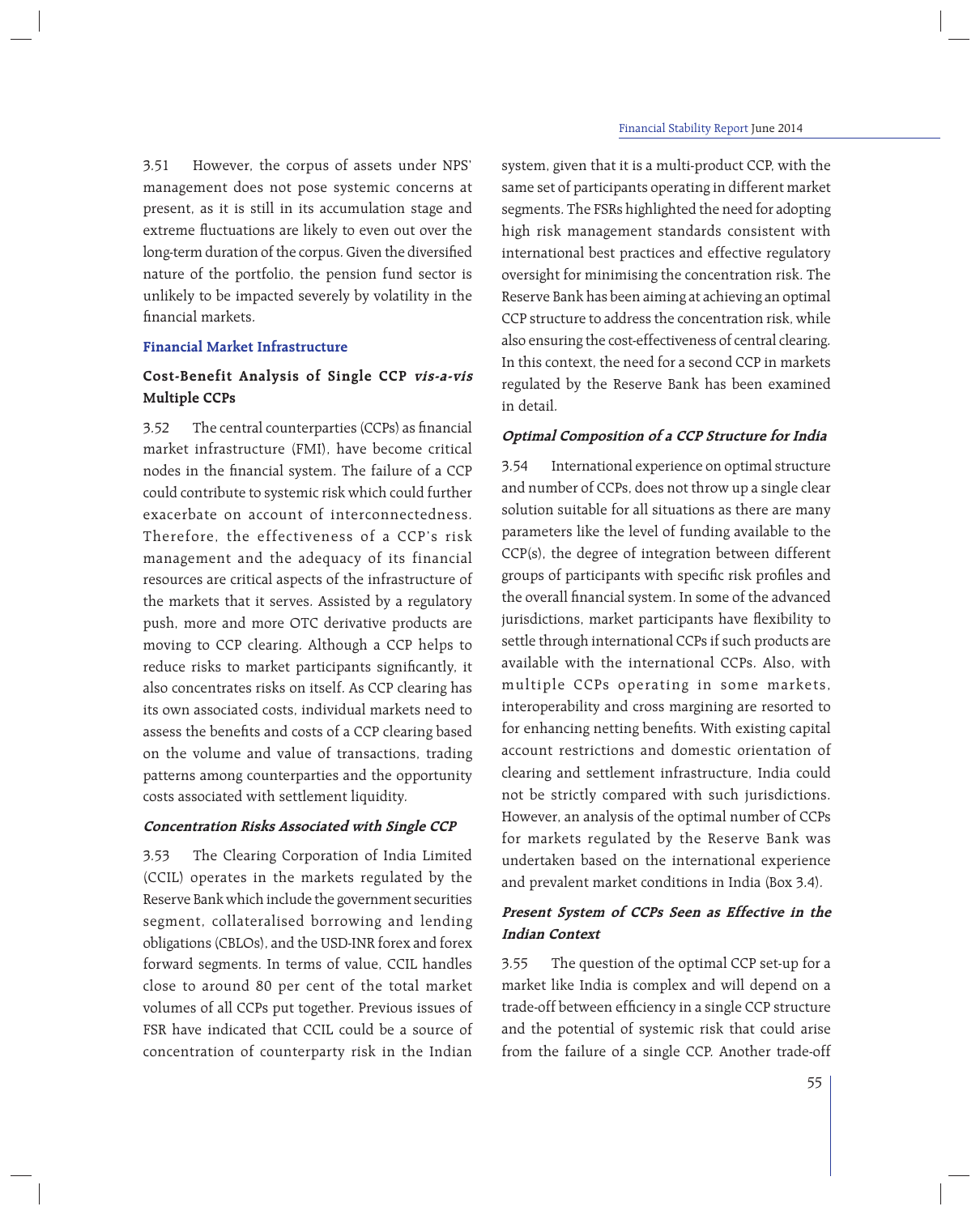3.51 However, the corpus of assets under NPS' management does not pose systemic concerns at present, as it is still in its accumulation stage and extreme fluctuations are likely to even out over the long-term duration of the corpus. Given the diversified nature of the portfolio, the pension fund sector is unlikely to be impacted severely by volatility in the financial markets.

## Financial Market Infrastructure

### Cost-Benefit Analysis of Single CCP *vis-a-vis* Multiple CCPs

3.52 The central counterparties (CCPs) as financial market infrastructure (FMI), have become critical nodes in the financial system. The failure of a CCP could contribute to systemic risk which could further exacerbate on account of interconnectedness. Therefore, the effectiveness of a CCP's risk management and the adequacy of its financial resources are critical aspects of the infrastructure of the markets that it serves. Assisted by a regulatory push, more and more OTC derivative products are moving to CCP clearing. Although a CCP helps to reduce risks to market participants significantly, it also concentrates risks on itself. As CCP clearing has its own associated costs, individual markets need to assess the benefits and costs of a CCP clearing based on the volume and value of transactions, trading patterns among counterparties and the opportunity costs associated with settlement liquidity.

#### *Concentration Risks Associated with Single CCP*

3.53 The Clearing Corporation of India Limited (CCIL) operates in the markets regulated by the Reserve Bank which include the government securities segment, collateralised borrowing and lending obligations (CBLOs), and the USD-INR forex and forex forward segments. In terms of value, CCIL handles close to around 80 per cent of the total market volumes of all CCPs put together. Previous issues of FSR have indicated that CCIL could be a source of concentration of counterparty risk in the Indian system, given that it is a multi-product CCP, with the same set of participants operating in different market segments. The FSRs highlighted the need for adopting high risk management standards consistent with international best practices and effective regulatory oversight for minimising the concentration risk. The Reserve Bank has been aiming at achieving an optimal CCP structure to address the concentration risk, while also ensuring the cost-effectiveness of central clearing. In this context, the need for a second CCP in markets regulated by the Reserve Bank has been examined in detail.

#### *Optimal Composition of a CCP Structure for India*

3.54 International experience on optimal structure and number of CCPs, does not throw up a single clear solution suitable for all situations as there are many parameters like the level of funding available to the CCP(s), the degree of integration between different groups of participants with specific risk profiles and the overall financial system. In some of the advanced jurisdictions, market participants have flexibility to settle through international CCPs if such products are available with the international CCPs. Also, with multiple CCPs operating in some markets, interoperability and cross margining are resorted to for enhancing netting benefits. With existing capital account restrictions and domestic orientation of clearing and settlement infrastructure, India could not be strictly compared with such jurisdictions. However, an analysis of the optimal number of CCPs for markets regulated by the Reserve Bank was undertaken based on the international experience and prevalent market conditions in India (Box 3.4).

#### *Present System of CCPs Seen as Effective in the Indian Context*

3.55 The question of the optimal CCP set-up for a market like India is complex and will depend on a trade-off between efficiency in a single CCP structure and the potential of systemic risk that could arise from the failure of a single CCP. Another trade-off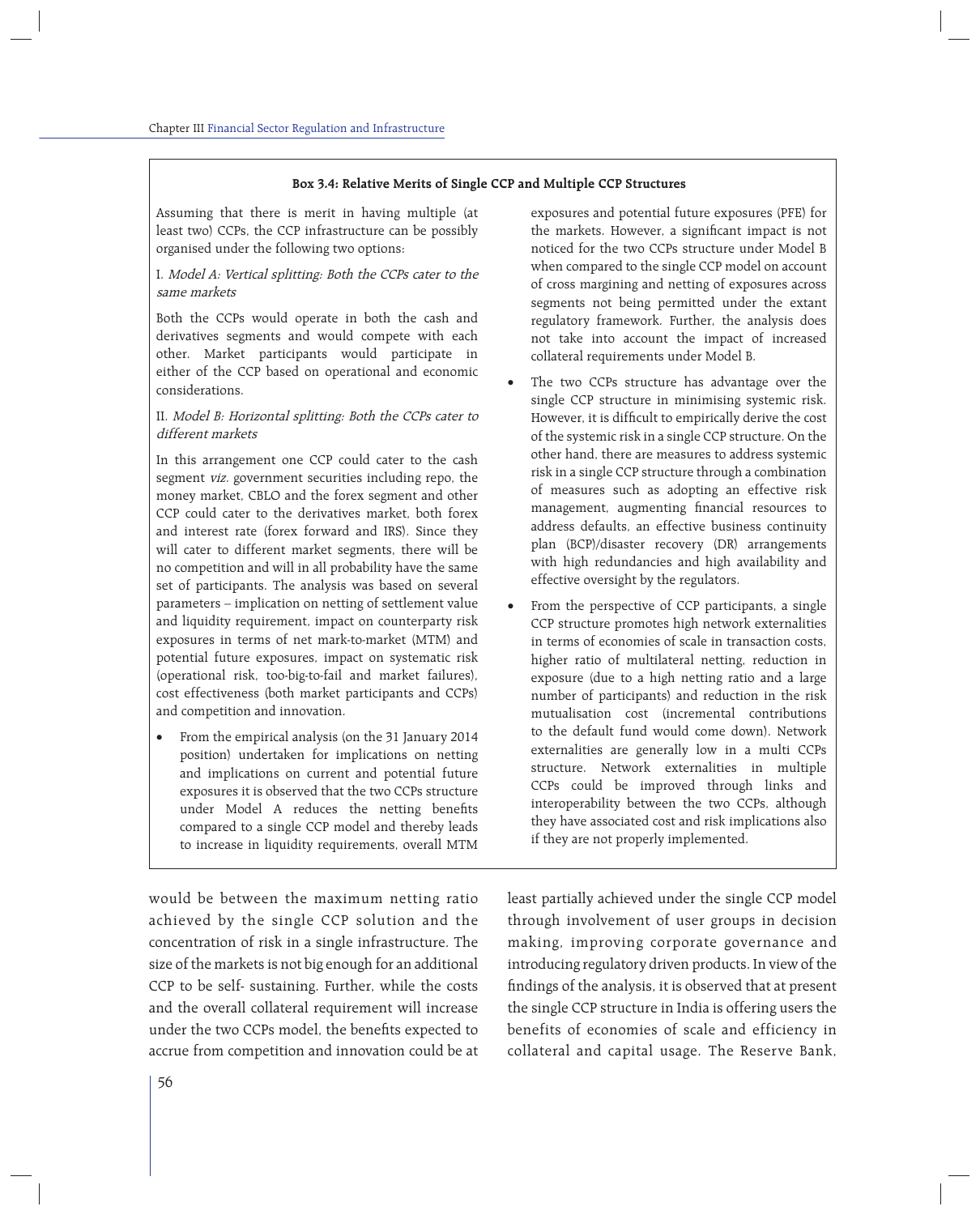### Box 3.4: Relative Merits of Single CCP and Multiple CCP Structures

Assuming that there is merit in having multiple (at least two) CCPs, the CCP infrastructure can be possibly organised under the following two options:

I. *Model A: Vertical splitting: Both the CCPs cater to the same markets*

Both the CCPs would operate in both the cash and derivatives segments and would compete with each other. Market participants would participate in either of the CCP based on operational and economic considerations.

II. *Model B: Horizontal splitting: Both the CCPs cater to different markets*

In this arrangement one CCP could cater to the cash segment *viz.* government securities including repo, the money market, CBLO and the forex segment and other CCP could cater to the derivatives market, both forex and interest rate (forex forward and IRS). Since they will cater to different market segments, there will be no competition and will in all probability have the same set of participants. The analysis was based on several parameters – implication on netting of settlement value and liquidity requirement, impact on counterparty risk exposures in terms of net mark-to-market (MTM) and potential future exposures, impact on systematic risk (operational risk, too-big-to-fail and market failures), cost effectiveness (both market participants and CCPs) and competition and innovation.

- From the empirical analysis (on the 31 January 2014 position) undertaken for implications on netting and implications on current and potential future exposures it is observed that the two CCPs structure under Model A reduces the netting benefits compared to a single CCP model and thereby leads to increase in liquidity requirements, overall MTM exposures and potential future exposures (PFE) for the markets. However, a significant impact is not noticed for the two CCPs structure under Model B when compared to the single CCP model on account of cross margining and netting of exposures across segments not being permitted under the extant regulatory framework. Further, the analysis does not take into account the impact of increased collateral requirements under Model B.
- The two CCPs structure has advantage over the single CCP structure in minimising systemic risk. However, it is difficult to empirically derive the cost of the systemic risk in a single CCP structure. On the other hand, there are measures to address systemic risk in a single CCP structure through a combination of measures such as adopting an effective risk management, augmenting financial resources to address defaults, an effective business continuity plan (BCP)/disaster recovery (DR) arrangements with high redundancies and high availability and effective oversight by the regulators.
- From the perspective of CCP participants, a single CCP structure promotes high network externalities in terms of economies of scale in transaction costs, higher ratio of multilateral netting, reduction in exposure (due to a high netting ratio and a large number of participants) and reduction in the risk mutualisation cost (incremental contributions to the default fund would come down). Network externalities are generally low in a multi CCPs structure. Network externalities in multiple CCPs could be improved through links and interoperability between the two CCPs, although they have associated cost and risk implications also if they are not properly implemented.

would be between the maximum netting ratio achieved by the single CCP solution and the concentration of risk in a single infrastructure. The size of the markets is not big enough for an additional CCP to be self- sustaining. Further, while the costs and the overall collateral requirement will increase under the two CCPs model, the benefits expected to accrue from competition and innovation could be at least partially achieved under the single CCP model through involvement of user groups in decision making, improving corporate governance and introducing regulatory driven products. In view of the findings of the analysis, it is observed that at present the single CCP structure in India is offering users the benefits of economies of scale and efficiency in collateral and capital usage. The Reserve Bank,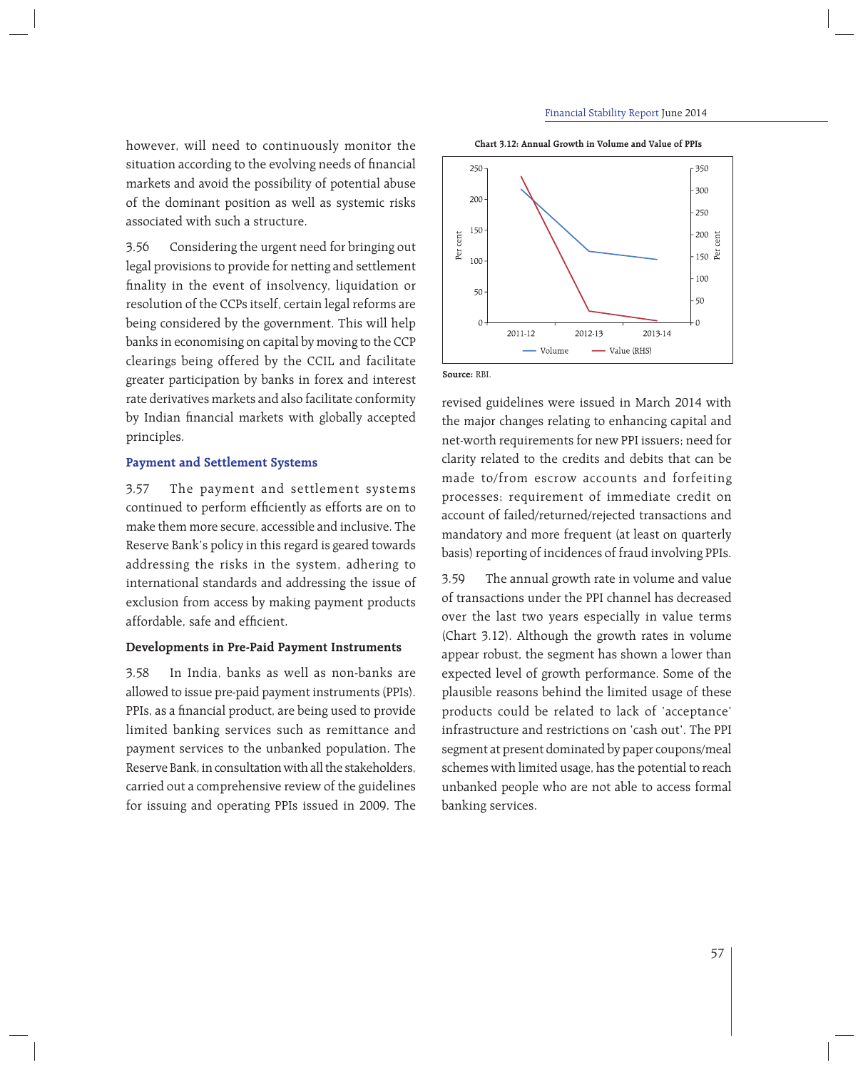however, will need to continuously monitor the situation according to the evolving needs of financial markets and avoid the possibility of potential abuse of the dominant position as well as systemic risks associated with such a structure.

3.56 Considering the urgent need for bringing out legal provisions to provide for netting and settlement finality in the event of insolvency, liquidation or resolution of the CCPs itself, certain legal reforms are being considered by the government. This will help banks in economising on capital by moving to the CCP clearings being offered by the CCIL and facilitate greater participation by banks in forex and interest rate derivatives markets and also facilitate conformity by Indian financial markets with globally accepted principles.

### Payment and Settlement Systems

3.57 The payment and settlement systems continued to perform efficiently as efforts are on to make them more secure, accessible and inclusive. The Reserve Bank's policy in this regard is geared towards addressing the risks in the system, adhering to international standards and addressing the issue of exclusion from access by making payment products affordable, safe and efficient.

#### Developments in Pre-Paid Payment Instruments

3.58 In India, banks as well as non-banks are allowed to issue pre-paid payment instruments (PPIs). PPIs, as a financial product, are being used to provide limited banking services such as remittance and payment services to the unbanked population. The Reserve Bank, in consultation with all the stakeholders, carried out a comprehensive review of the guidelines for issuing and operating PPIs issued in 2009. The revised guidelines were issued in March 2014 with the major changes relating to enhancing capital and net-worth requirements for new PPI issuers; need for clarity related to the credits and debits that can be made to/from escrow accounts and forfeiting processes; requirement of immediate credit on account of failed/returned/rejected transactions and mandatory and more frequent (at least on quarterly basis) reporting of incidences of fraud involving PPIs.

**Chart 3.12: Annual Growth in Volume and Value of PPIs**

Per cent
250
200
150
100
50
0
2011-12
2012-13
2013-14
Per cent
350
300
250
200
150
100
50
0
Volume
Value (RHS)

**Source:** RBI.

3.59 The annual growth rate in volume and value of transactions under the PPI channel has decreased over the last two years especially in value terms (Chart 3.12). Although the growth rates in volume appear robust, the segment has shown a lower than expected level of growth performance. Some of the plausible reasons behind the limited usage of these products could be related to lack of 'acceptance' infrastructure and restrictions on 'cash out'. The PPI segment at present dominated by paper coupons/meal schemes with limited usage, has the potential to reach unbanked people who are not able to access formal banking services.